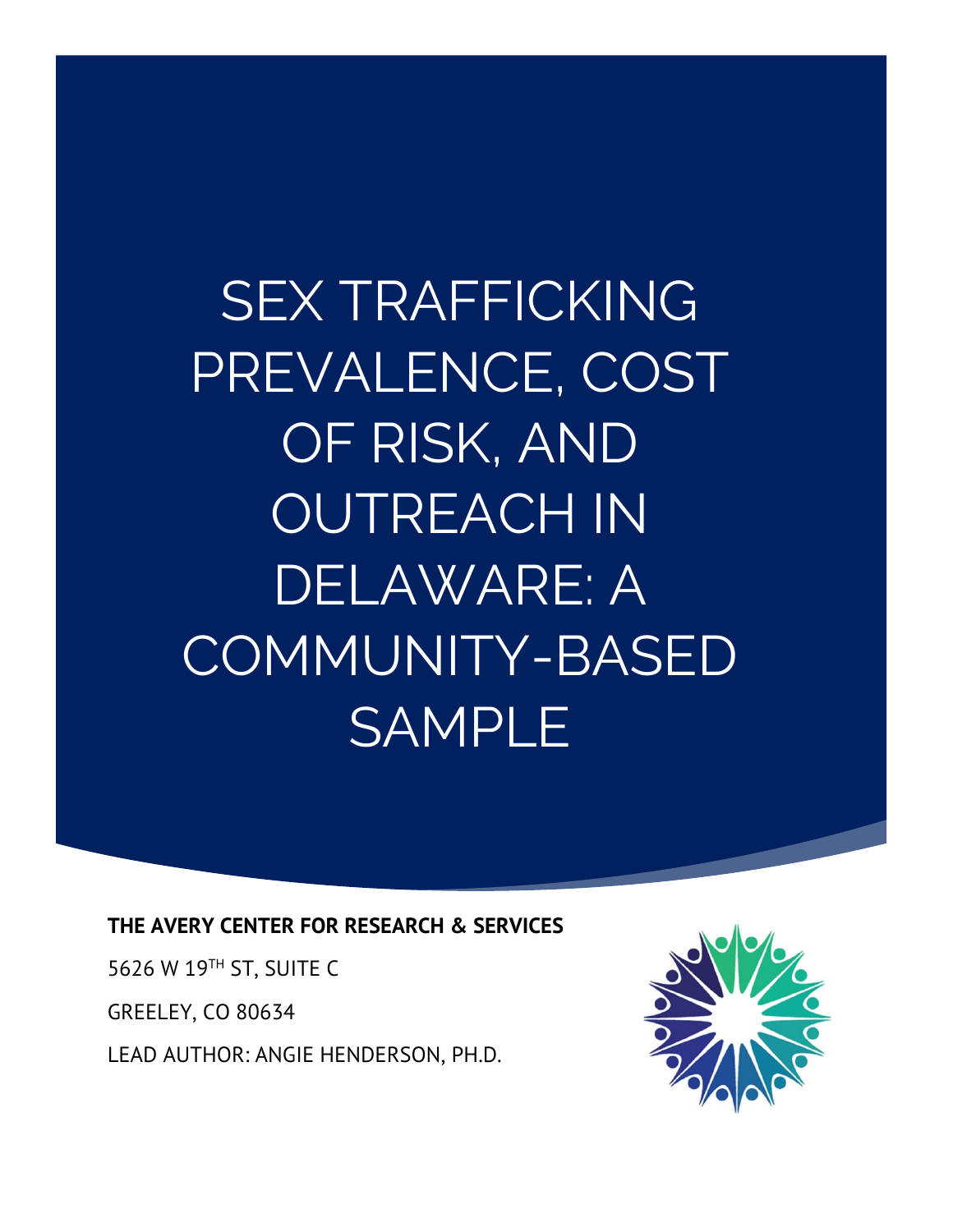# SEX TRAFFICKING PREVALENCE, COST OF RISK, AND OUTREACH IN DELAWARE: A COMMUNITY-BASED SAMPLE

**THE AVERY CENTER FOR RESEARCH & SERVICES**

5626 W 19TH ST, SUITE C

GREELEY, CO 80634

LEAD AUTHOR: ANGIE HENDERSON, PH.D.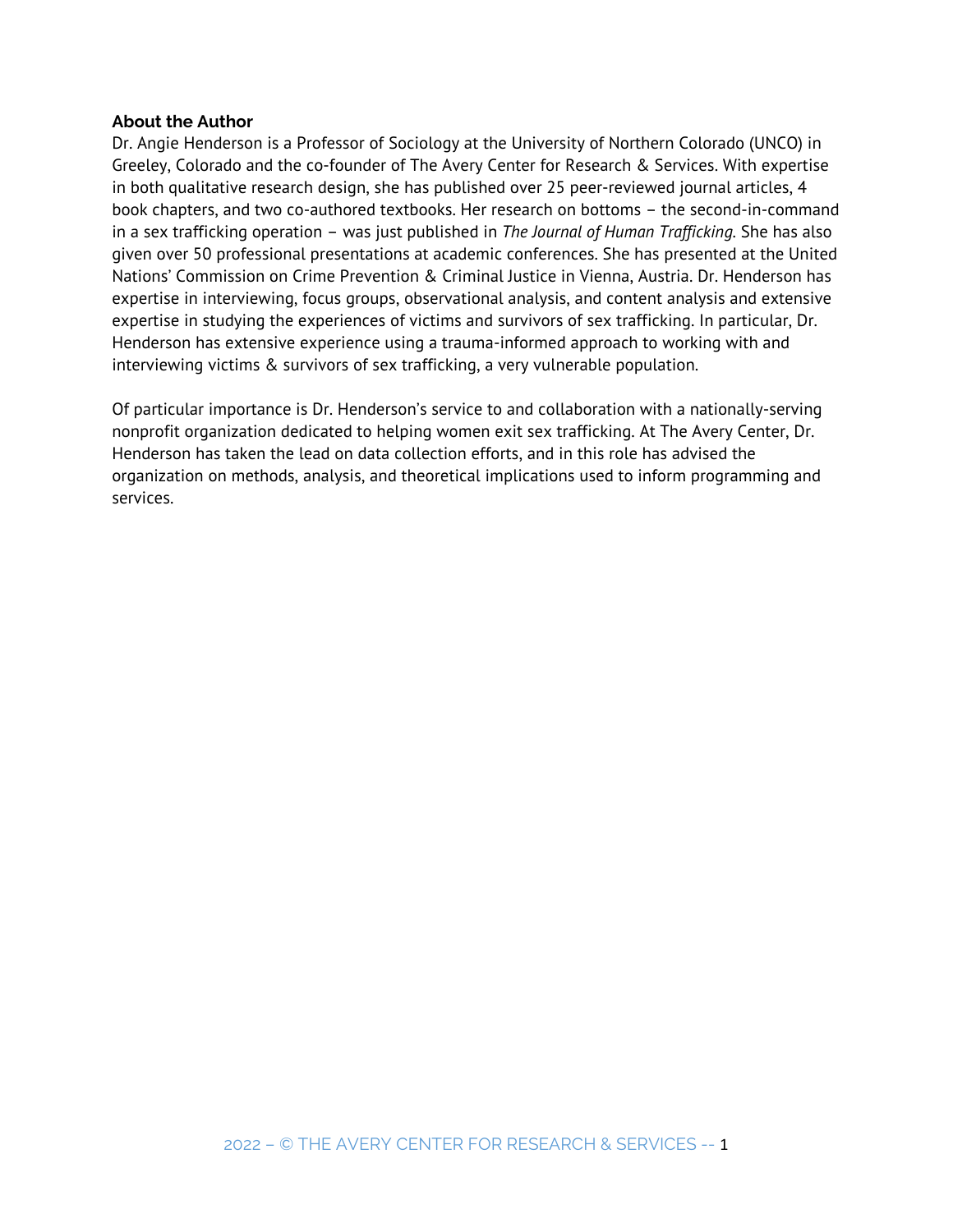**About the Author**

Dr. Angie Henderson is a Professor of Sociology at the University of Northern Colorado (UNCO) in Greeley, Colorado and the co-founder of The Avery Center for Research & Services. With expertise in both qualitative research design, she has published over 25 peer-reviewed journal articles, 4 book chapters, and two co-authored textbooks. Her research on bottoms – the second-in-command in a sex trafficking operation – was just published in *The Journal of Human Trafficking*. She has also given over 50 professional presentations at academic conferences. She has presented at the United Nations' Commission on Crime Prevention & Criminal Justice in Vienna, Austria. Dr. Henderson has expertise in interviewing, focus groups, observational analysis, and content analysis and extensive expertise in studying the experiences of victims and survivors of sex trafficking. In particular, Dr. Henderson has extensive experience using a trauma-informed approach to working with and interviewing victims & survivors of sex trafficking, a very vulnerable population.

Of particular importance is Dr. Henderson's service to and collaboration with a nationally-serving nonprofit organization dedicated to helping women exit sex trafficking. At The Avery Center, Dr. Henderson has taken the lead on data collection efforts, and in this role has advised the organization on methods, analysis, and theoretical implications used to inform programming and services.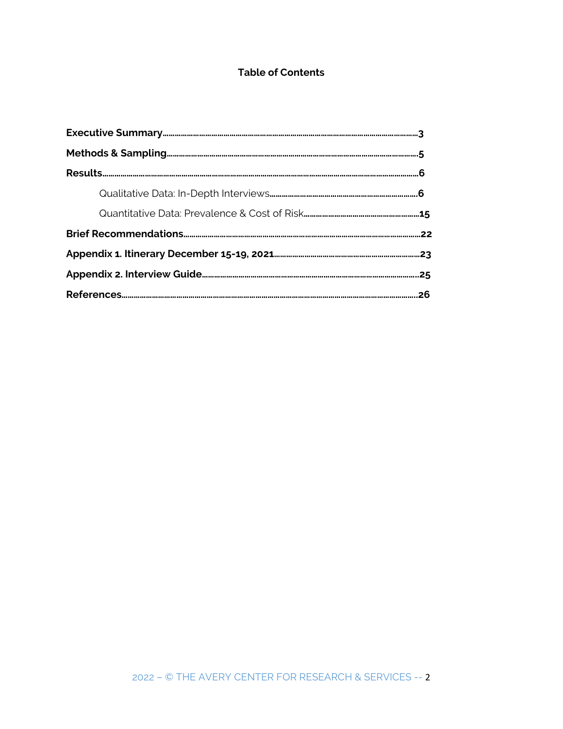# Table of Contents

**Executive Summary**..........3

**Methods & Sampling**..........5

**Results**..........6

Qualitative Data: In-Depth Interviews..........6

Quantitative Data: Prevalence & Cost of Risk..........15

**Brief Recommendations**..........22

**Appendix 1. Itinerary December 15-19, 2021**..........23

**Appendix 2. Interview Guide**..........25

**References**..........26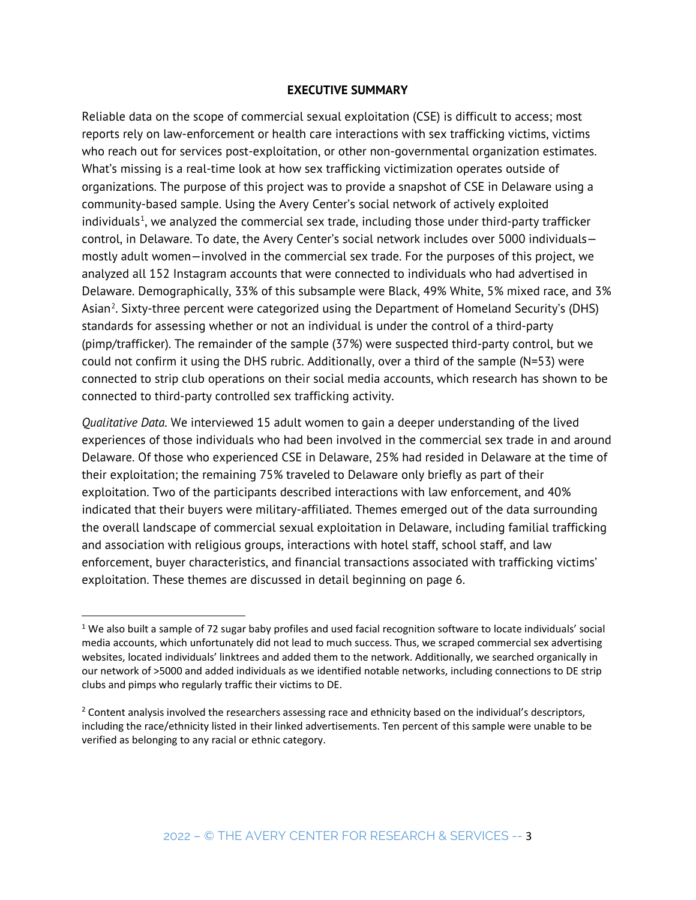## EXECUTIVE SUMMARY

Reliable data on the scope of commercial sexual exploitation (CSE) is difficult to access; most reports rely on law-enforcement or health care interactions with sex trafficking victims, victims who reach out for services post-exploitation, or other non-governmental organization estimates. What's missing is a real-time look at how sex trafficking victimization operates outside of organizations. The purpose of this project was to provide a snapshot of CSE in Delaware using a community-based sample. Using the Avery Center's social network of actively exploited individuals[1], we analyzed the commercial sex trade, including those under third-party trafficker control, in Delaware. To date, the Avery Center's social network includes over 5000 individuals—mostly adult women—involved in the commercial sex trade. For the purposes of this project, we analyzed all 152 Instagram accounts that were connected to individuals who had advertised in Delaware. Demographically, 33% of this subsample were Black, 49% White, 5% mixed race, and 3% Asian[2]. Sixty-three percent were categorized using the Department of Homeland Security's (DHS) standards for assessing whether or not an individual is under the control of a third-party (pimp/trafficker). The remainder of the sample (37%) were suspected third-party control, but we could not confirm it using the DHS rubric. Additionally, over a third of the sample (N=53) were connected to strip club operations on their social media accounts, which research has shown to be connected to third-party controlled sex trafficking activity.

*Qualitative Data.* We interviewed 15 adult women to gain a deeper understanding of the lived experiences of those individuals who had been involved in the commercial sex trade in and around Delaware. Of those who experienced CSE in Delaware, 25% had resided in Delaware at the time of their exploitation; the remaining 75% traveled to Delaware only briefly as part of their exploitation. Two of the participants described interactions with law enforcement, and 40% indicated that their buyers were military-affiliated. Themes emerged out of the data surrounding the overall landscape of commercial sexual exploitation in Delaware, including familial trafficking and association with religious groups, interactions with hotel staff, school staff, and law enforcement, buyer characteristics, and financial transactions associated with trafficking victims' exploitation. These themes are discussed in detail beginning on page 6.

---

[1] We also built a sample of 72 sugar baby profiles and used facial recognition software to locate individuals' social media accounts, which unfortunately did not lead to much success. Thus, we scraped commercial sex advertising websites, located individuals' linktrees and added them to the network. Additionally, we searched organically in our network of >5000 and added individuals as we identified notable networks, including connections to DE strip clubs and pimps who regularly traffic their victims to DE.

[2] Content analysis involved the researchers assessing race and ethnicity based on the individual's descriptors, including the race/ethnicity listed in their linked advertisements. Ten percent of this sample were unable to be verified as belonging to any racial or ethnic category.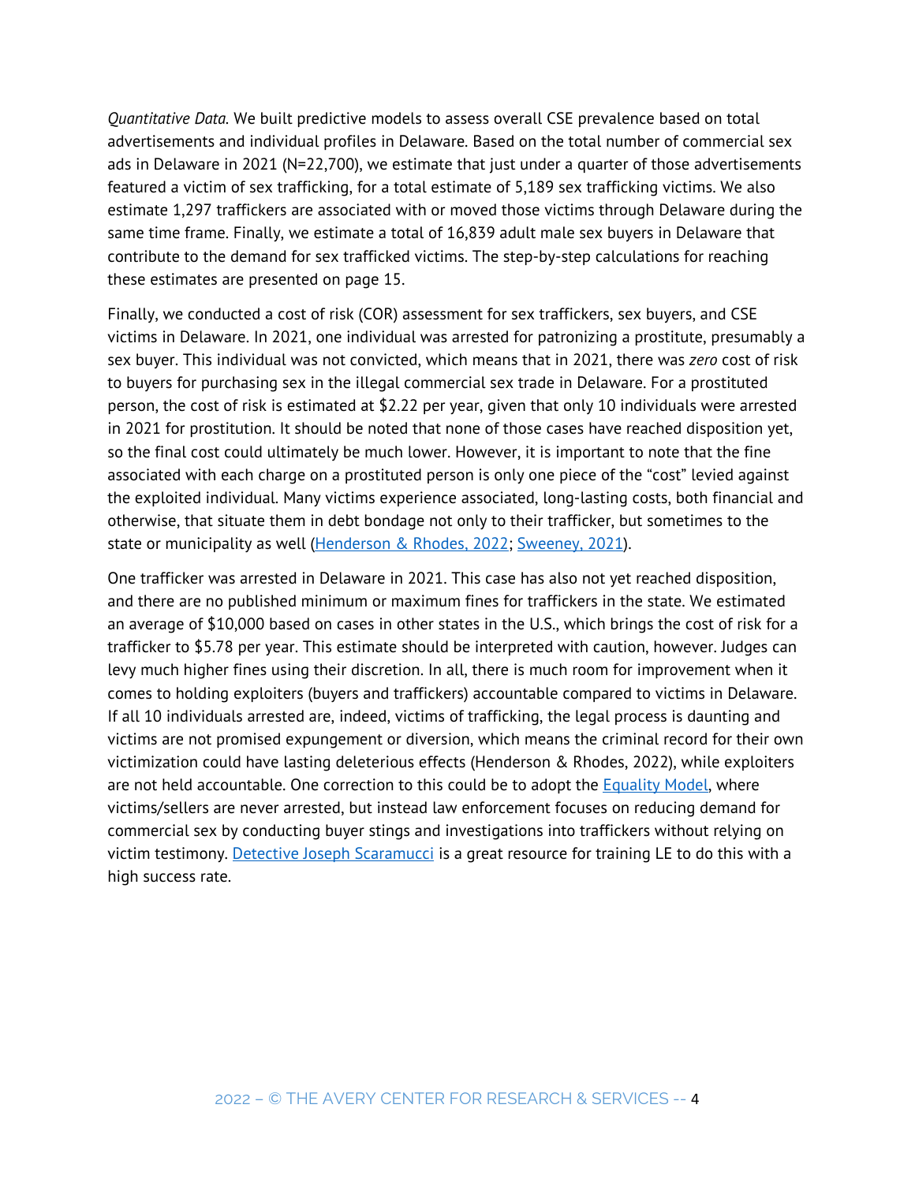*Quantitative Data.* We built predictive models to assess overall CSE prevalence based on total advertisements and individual profiles in Delaware. Based on the total number of commercial sex ads in Delaware in 2021 (N=22,700), we estimate that just under a quarter of those advertisements featured a victim of sex trafficking, for a total estimate of 5,189 sex trafficking victims. We also estimate 1,297 traffickers are associated with or moved those victims through Delaware during the same time frame. Finally, we estimate a total of 16,839 adult male sex buyers in Delaware that contribute to the demand for sex trafficked victims. The step-by-step calculations for reaching these estimates are presented on page 15.

Finally, we conducted a cost of risk (COR) assessment for sex traffickers, sex buyers, and CSE victims in Delaware. In 2021, one individual was arrested for patronizing a prostitute, presumably a sex buyer. This individual was not convicted, which means that in 2021, there was *zero* cost of risk to buyers for purchasing sex in the illegal commercial sex trade in Delaware. For a prostituted person, the cost of risk is estimated at $2.22 per year, given that only 10 individuals were arrested in 2021 for prostitution. It should be noted that none of those cases have reached disposition yet, so the final cost could ultimately be much lower. However, it is important to note that the fine associated with each charge on a prostituted person is only one piece of the "cost" levied against the exploited individual. Many victims experience associated, long-lasting costs, both financial and otherwise, that situate them in debt bondage not only to their trafficker, but sometimes to the state or municipality as well (Henderson & Rhodes, 2022; Sweeney, 2021).

One trafficker was arrested in Delaware in 2021. This case has also not yet reached disposition, and there are no published minimum or maximum fines for traffickers in the state. We estimated an average of $10,000 based on cases in other states in the U.S., which brings the cost of risk for a trafficker to $5.78 per year. This estimate should be interpreted with caution, however. Judges can levy much higher fines using their discretion. In all, there is much room for improvement when it comes to holding exploiters (buyers and traffickers) accountable compared to victims in Delaware. If all 10 individuals arrested are, indeed, victims of trafficking, the legal process is daunting and victims are not promised expungement or diversion, which means the criminal record for their own victimization could have lasting deleterious effects (Henderson & Rhodes, 2022), while exploiters are not held accountable. One correction to this could be to adopt the Equality Model, where victims/sellers are never arrested, but instead law enforcement focuses on reducing demand for commercial sex by conducting buyer stings and investigations into traffickers without relying on victim testimony. Detective Joseph Scaramucci is a great resource for training LE to do this with a high success rate.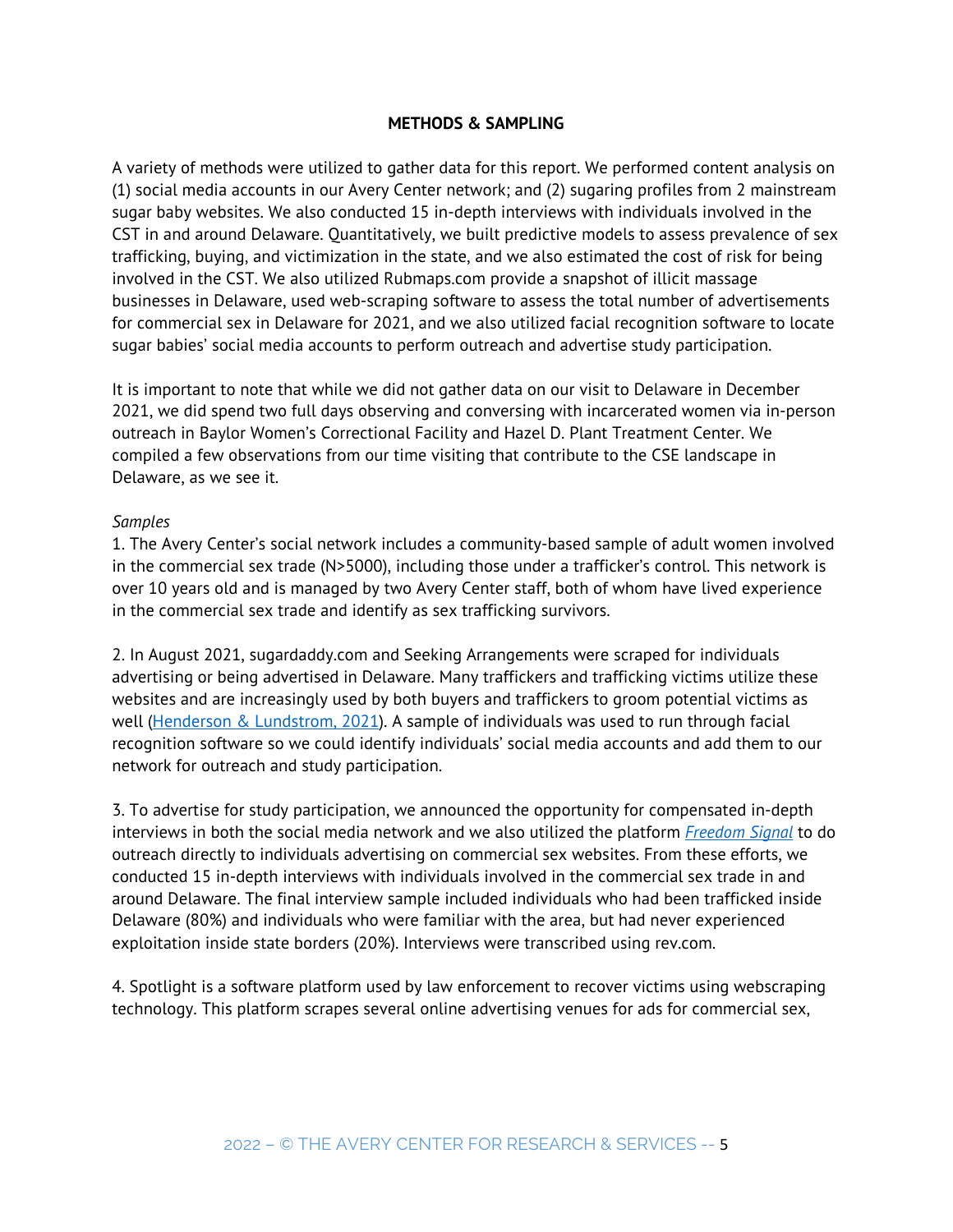**METHODS & SAMPLING**

A variety of methods were utilized to gather data for this report. We performed content analysis on (1) social media accounts in our Avery Center network; and (2) sugaring profiles from 2 mainstream sugar baby websites. We also conducted 15 in-depth interviews with individuals involved in the CST in and around Delaware. Quantitatively, we built predictive models to assess prevalence of sex trafficking, buying, and victimization in the state, and we also estimated the cost of risk for being involved in the CST. We also utilized Rubmaps.com provide a snapshot of illicit massage businesses in Delaware, used web-scraping software to assess the total number of advertisements for commercial sex in Delaware for 2021, and we also utilized facial recognition software to locate sugar babies' social media accounts to perform outreach and advertise study participation.

It is important to note that while we did not gather data on our visit to Delaware in December 2021, we did spend two full days observing and conversing with incarcerated women via in-person outreach in Baylor Women's Correctional Facility and Hazel D. Plant Treatment Center. We compiled a few observations from our time visiting that contribute to the CSE landscape in Delaware, as we see it.

*Samples*

1. The Avery Center's social network includes a community-based sample of adult women involved in the commercial sex trade (N>5000), including those under a trafficker's control. This network is over 10 years old and is managed by two Avery Center staff, both of whom have lived experience in the commercial sex trade and identify as sex trafficking survivors.

2. In August 2021, sugardaddy.com and Seeking Arrangements were scraped for individuals advertising or being advertised in Delaware. Many traffickers and trafficking victims utilize these websites and are increasingly used by both buyers and traffickers to groom potential victims as well (Henderson & Lundstrom, 2021). A sample of individuals was used to run through facial recognition software so we could identify individuals' social media accounts and add them to our network for outreach and study participation.

3. To advertise for study participation, we announced the opportunity for compensated in-depth interviews in both the social media network and we also utilized the platform *Freedom Signal* to do outreach directly to individuals advertising on commercial sex websites. From these efforts, we conducted 15 in-depth interviews with individuals involved in the commercial sex trade in and around Delaware. The final interview sample included individuals who had been trafficked inside Delaware (80%) and individuals who were familiar with the area, but had never experienced exploitation inside state borders (20%). Interviews were transcribed using rev.com.

4. Spotlight is a software platform used by law enforcement to recover victims using webscraping technology. This platform scrapes several online advertising venues for ads for commercial sex,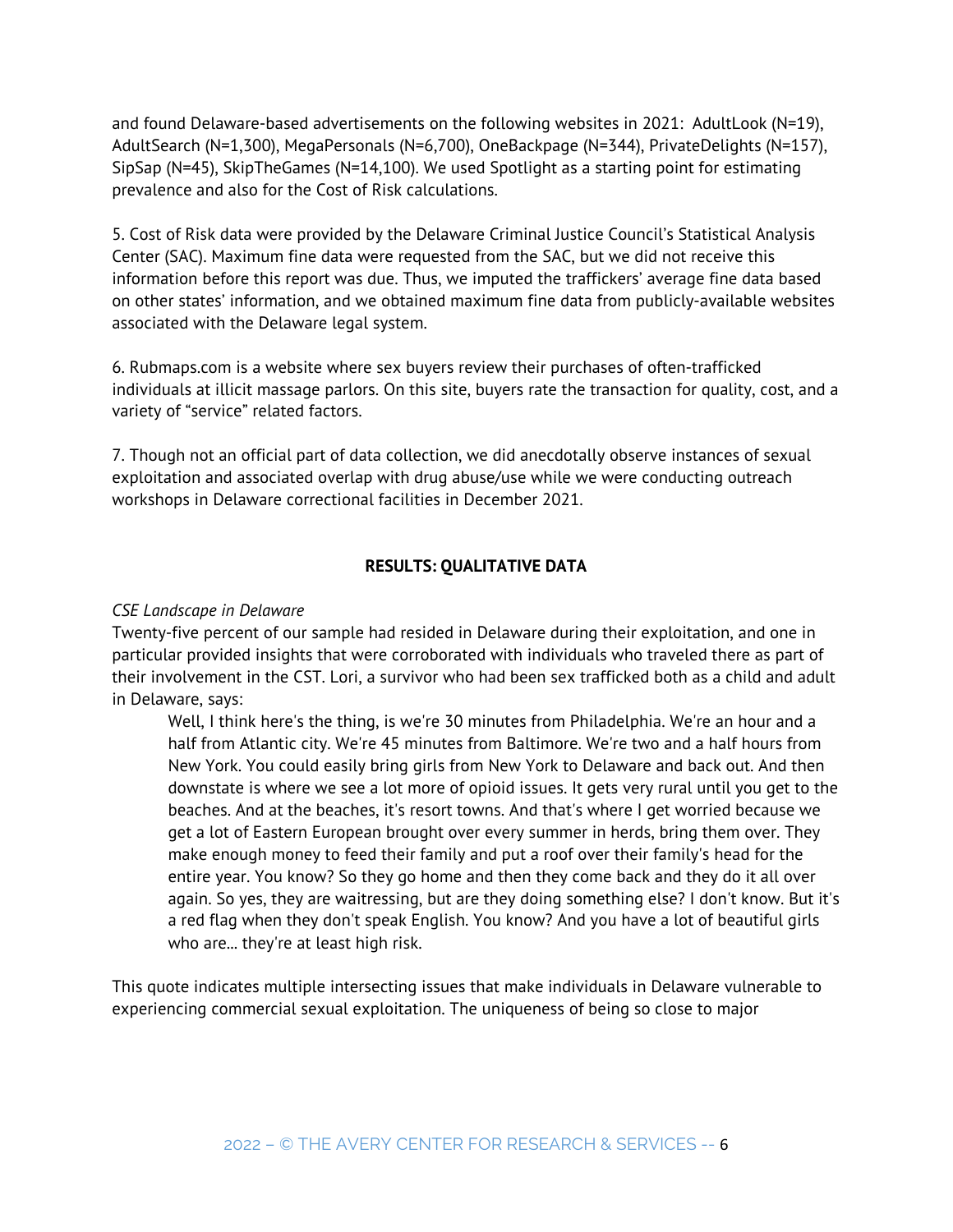and found Delaware-based advertisements on the following websites in 2021: AdultLook (N=19), AdultSearch (N=1,300), MegaPersonals (N=6,700), OneBackpage (N=344), PrivateDelights (N=157), SipSap (N=45), SkipTheGames (N=14,100). We used Spotlight as a starting point for estimating prevalence and also for the Cost of Risk calculations.

5. Cost of Risk data were provided by the Delaware Criminal Justice Council's Statistical Analysis Center (SAC). Maximum fine data were requested from the SAC, but we did not receive this information before this report was due. Thus, we imputed the traffickers' average fine data based on other states' information, and we obtained maximum fine data from publicly-available websites associated with the Delaware legal system.

6. Rubmaps.com is a website where sex buyers review their purchases of often-trafficked individuals at illicit massage parlors. On this site, buyers rate the transaction for quality, cost, and a variety of "service" related factors.

7. Though not an official part of data collection, we did anecdotally observe instances of sexual exploitation and associated overlap with drug abuse/use while we were conducting outreach workshops in Delaware correctional facilities in December 2021.

## RESULTS: QUALITATIVE DATA

*CSE Landscape in Delaware*

Twenty-five percent of our sample had resided in Delaware during their exploitation, and one in particular provided insights that were corroborated with individuals who traveled there as part of their involvement in the CST. Lori, a survivor who had been sex trafficked both as a child and adult in Delaware, says:

> Well, I think here's the thing, is we're 30 minutes from Philadelphia. We're an hour and a half from Atlantic city. We're 45 minutes from Baltimore. We're two and a half hours from New York. You could easily bring girls from New York to Delaware and back out. And then downstate is where we see a lot more of opioid issues. It gets very rural until you get to the beaches. And at the beaches, it's resort towns. And that's where I get worried because we get a lot of Eastern European brought over every summer in herds, bring them over. They make enough money to feed their family and put a roof over their family's head for the entire year. You know? So they go home and then they come back and they do it all over again. So yes, they are waitressing, but are they doing something else? I don't know. But it's a red flag when they don't speak English. You know? And you have a lot of beautiful girls who are... they're at least high risk.

This quote indicates multiple intersecting issues that make individuals in Delaware vulnerable to experiencing commercial sexual exploitation. The uniqueness of being so close to major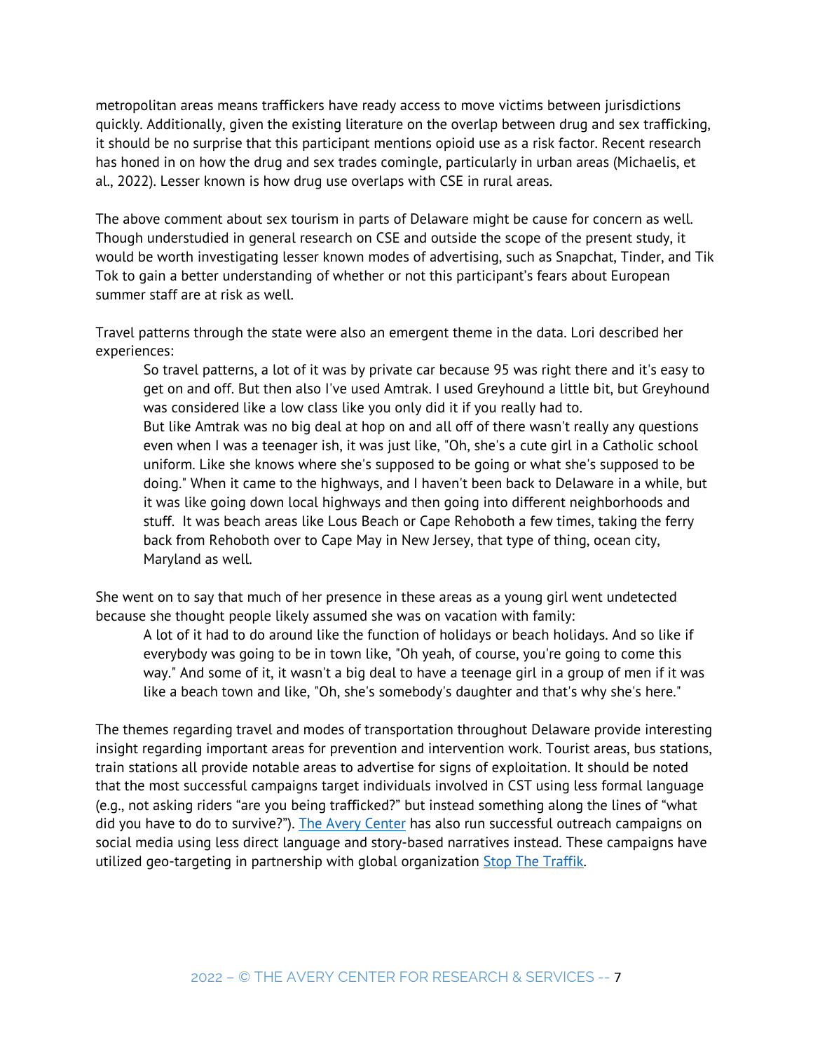metropolitan areas means traffickers have ready access to move victims between jurisdictions quickly. Additionally, given the existing literature on the overlap between drug and sex trafficking, it should be no surprise that this participant mentions opioid use as a risk factor. Recent research has honed in on how the drug and sex trades comingle, particularly in urban areas (Michaelis, et al., 2022). Lesser known is how drug use overlaps with CSE in rural areas.

The above comment about sex tourism in parts of Delaware might be cause for concern as well. Though understudied in general research on CSE and outside the scope of the present study, it would be worth investigating lesser known modes of advertising, such as Snapchat, Tinder, and Tik Tok to gain a better understanding of whether or not this participant's fears about European summer staff are at risk as well.

Travel patterns through the state were also an emergent theme in the data. Lori described her experiences:

> So travel patterns, a lot of it was by private car because 95 was right there and it's easy to get on and off. But then also I've used Amtrak. I used Greyhound a little bit, but Greyhound was considered like a low class like you only did it if you really had to.
> But like Amtrak was no big deal at hop on and all off of there wasn't really any questions even when I was a teenager ish, it was just like, "Oh, she's a cute girl in a Catholic school uniform. Like she knows where she's supposed to be going or what she's supposed to be doing." When it came to the highways, and I haven't been back to Delaware in a while, but it was like going down local highways and then going into different neighborhoods and stuff. It was beach areas like Lous Beach or Cape Rehoboth a few times, taking the ferry back from Rehoboth over to Cape May in New Jersey, that type of thing, ocean city, Maryland as well.

She went on to say that much of her presence in these areas as a young girl went undetected because she thought people likely assumed she was on vacation with family:

> A lot of it had to do around like the function of holidays or beach holidays. And so like if everybody was going to be in town like, "Oh yeah, of course, you're going to come this way." And some of it, it wasn't a big deal to have a teenage girl in a group of men if it was like a beach town and like, "Oh, she's somebody's daughter and that's why she's here."

The themes regarding travel and modes of transportation throughout Delaware provide interesting insight regarding important areas for prevention and intervention work. Tourist areas, bus stations, train stations all provide notable areas to advertise for signs of exploitation. It should be noted that the most successful campaigns target individuals involved in CST using less formal language (e.g., not asking riders "are you being trafficked?" but instead something along the lines of "what did you have to do to survive?"). [The Avery Center]() has also run successful outreach campaigns on social media using less direct language and story-based narratives instead. These campaigns have utilized geo-targeting in partnership with global organization [Stop The Traffik]().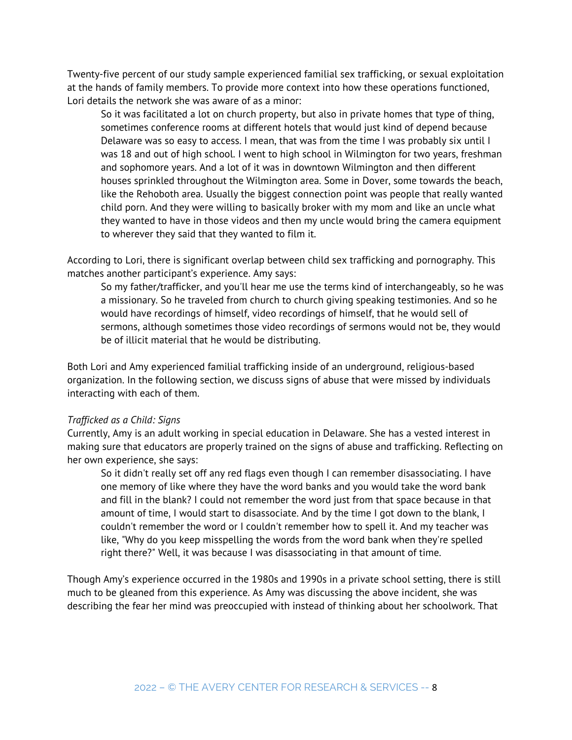Twenty-five percent of our study sample experienced familial sex trafficking, or sexual exploitation at the hands of family members. To provide more context into how these operations functioned, Lori details the network she was aware of as a minor:

> So it was facilitated a lot on church property, but also in private homes that type of thing, sometimes conference rooms at different hotels that would just kind of depend because Delaware was so easy to access. I mean, that was from the time I was probably six until I was 18 and out of high school. I went to high school in Wilmington for two years, freshman and sophomore years. And a lot of it was in downtown Wilmington and then different houses sprinkled throughout the Wilmington area. Some in Dover, some towards the beach, like the Rehoboth area. Usually the biggest connection point was people that really wanted child porn. And they were willing to basically broker with my mom and like an uncle what they wanted to have in those videos and then my uncle would bring the camera equipment to wherever they said that they wanted to film it.

According to Lori, there is significant overlap between child sex trafficking and pornography. This matches another participant's experience. Amy says:

> So my father/trafficker, and you'll hear me use the terms kind of interchangeably, so he was a missionary. So he traveled from church to church giving speaking testimonies. And so he would have recordings of himself, video recordings of himself, that he would sell of sermons, although sometimes those video recordings of sermons would not be, they would be of illicit material that he would be distributing.

Both Lori and Amy experienced familial trafficking inside of an underground, religious-based organization. In the following section, we discuss signs of abuse that were missed by individuals interacting with each of them.

*Trafficked as a Child: Signs*

Currently, Amy is an adult working in special education in Delaware. She has a vested interest in making sure that educators are properly trained on the signs of abuse and trafficking. Reflecting on her own experience, she says:

> So it didn't really set off any red flags even though I can remember disassociating. I have one memory of like where they have the word banks and you would take the word bank and fill in the blank? I could not remember the word just from that space because in that amount of time, I would start to disassociate. And by the time I got down to the blank, I couldn't remember the word or I couldn't remember how to spell it. And my teacher was like, "Why do you keep misspelling the words from the word bank when they're spelled right there?" Well, it was because I was disassociating in that amount of time.

Though Amy's experience occurred in the 1980s and 1990s in a private school setting, there is still much to be gleaned from this experience. As Amy was discussing the above incident, she was describing the fear her mind was preoccupied with instead of thinking about her schoolwork. That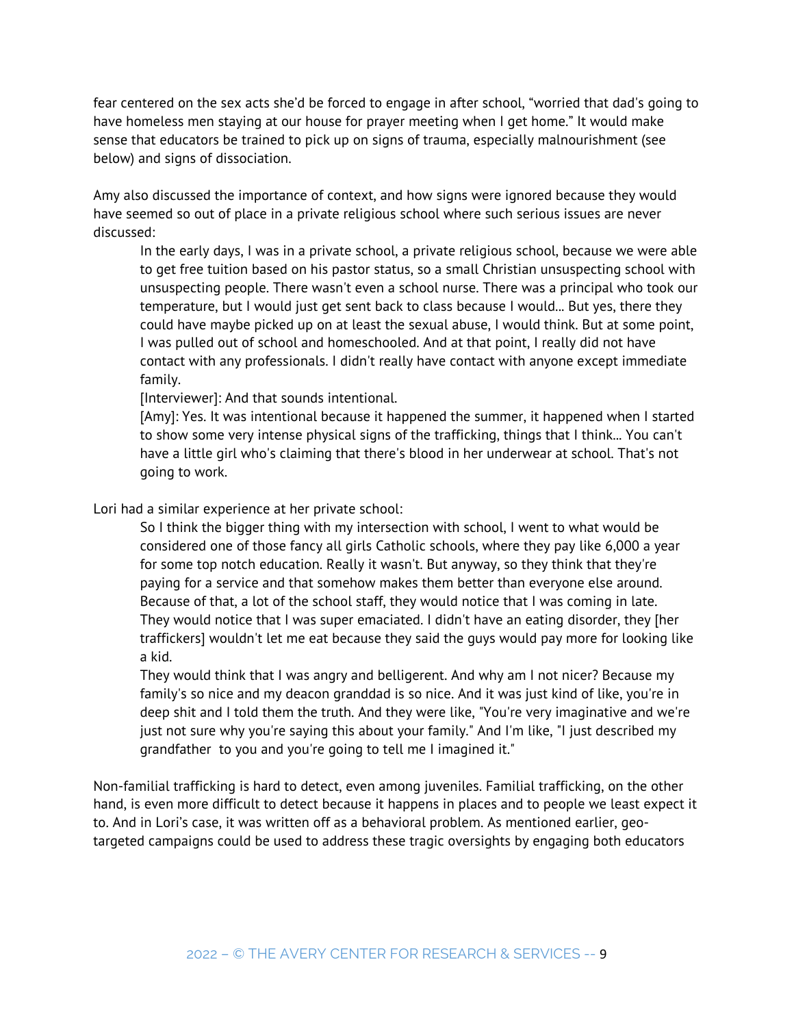fear centered on the sex acts she'd be forced to engage in after school, "worried that dad's going to have homeless men staying at our house for prayer meeting when I get home." It would make sense that educators be trained to pick up on signs of trauma, especially malnourishment (see below) and signs of dissociation.

Amy also discussed the importance of context, and how signs were ignored because they would have seemed so out of place in a private religious school where such serious issues are never discussed:

> In the early days, I was in a private school, a private religious school, because we were able to get free tuition based on his pastor status, so a small Christian unsuspecting school with unsuspecting people. There wasn't even a school nurse. There was a principal who took our temperature, but I would just get sent back to class because I would... But yes, there they could have maybe picked up on at least the sexual abuse, I would think. But at some point, I was pulled out of school and homeschooled. And at that point, I really did not have contact with any professionals. I didn't really have contact with anyone except immediate family.
>
> [Interviewer]: And that sounds intentional.
>
> [Amy]: Yes. It was intentional because it happened the summer, it happened when I started to show some very intense physical signs of the trafficking, things that I think... You can't have a little girl who's claiming that there's blood in her underwear at school. That's not going to work.

Lori had a similar experience at her private school:

> So I think the bigger thing with my intersection with school, I went to what would be considered one of those fancy all girls Catholic schools, where they pay like 6,000 a year for some top notch education. Really it wasn't. But anyway, so they think that they're paying for a service and that somehow makes them better than everyone else around. Because of that, a lot of the school staff, they would notice that I was coming in late. They would notice that I was super emaciated. I didn't have an eating disorder, they [her traffickers] wouldn't let me eat because they said the guys would pay more for looking like a kid.
>
> They would think that I was angry and belligerent. And why am I not nicer? Because my family's so nice and my deacon granddad is so nice. And it was just kind of like, you're in deep shit and I told them the truth. And they were like, "You're very imaginative and we're just not sure why you're saying this about your family." And I'm like, "I just described my grandfather to you and you're going to tell me I imagined it."

Non-familial trafficking is hard to detect, even among juveniles. Familial trafficking, on the other hand, is even more difficult to detect because it happens in places and to people we least expect it to. And in Lori's case, it was written off as a behavioral problem. As mentioned earlier, geo-targeted campaigns could be used to address these tragic oversights by engaging both educators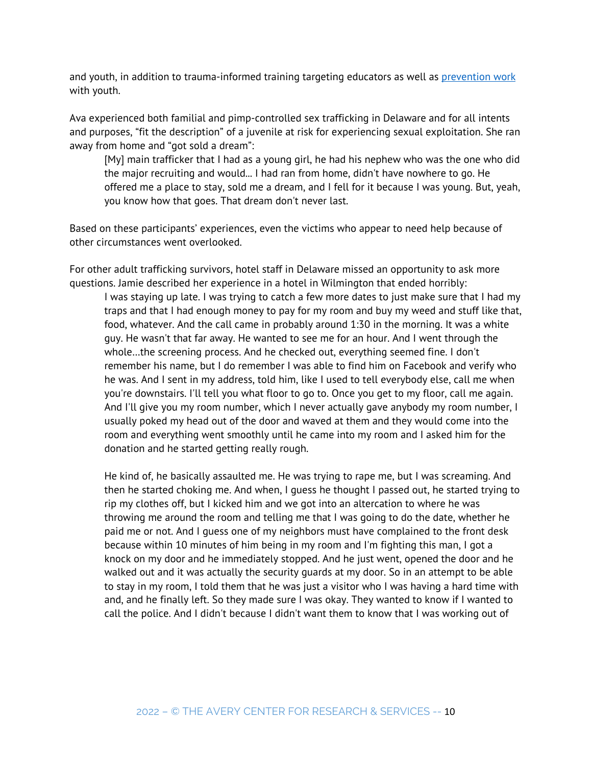and youth, in addition to trauma-informed training targeting educators as well as [prevention work](#) with youth.

Ava experienced both familial and pimp-controlled sex trafficking in Delaware and for all intents and purposes, "fit the description" of a juvenile at risk for experiencing sexual exploitation. She ran away from home and "got sold a dream":

> [My] main trafficker that I had as a young girl, he had his nephew who was the one who did the major recruiting and would... I had ran from home, didn't have nowhere to go. He offered me a place to stay, sold me a dream, and I fell for it because I was young. But, yeah, you know how that goes. That dream don't never last.

Based on these participants' experiences, even the victims who appear to need help because of other circumstances went overlooked.

For other adult trafficking survivors, hotel staff in Delaware missed an opportunity to ask more questions. Jamie described her experience in a hotel in Wilmington that ended horribly:

> I was staying up late. I was trying to catch a few more dates to just make sure that I had my traps and that I had enough money to pay for my room and buy my weed and stuff like that, food, whatever. And the call came in probably around 1:30 in the morning. It was a white guy. He wasn't that far away. He wanted to see me for an hour. And I went through the whole...the screening process. And he checked out, everything seemed fine. I don't remember his name, but I do remember I was able to find him on Facebook and verify who he was. And I sent in my address, told him, like I used to tell everybody else, call me when you're downstairs. I'll tell you what floor to go to. Once you get to my floor, call me again. And I'll give you my room number, which I never actually gave anybody my room number, I usually poked my head out of the door and waved at them and they would come into the room and everything went smoothly until he came into my room and I asked him for the donation and he started getting really rough.
>
> He kind of, he basically assaulted me. He was trying to rape me, but I was screaming. And then he started choking me. And when, I guess he thought I passed out, he started trying to rip my clothes off, but I kicked him and we got into an altercation to where he was throwing me around the room and telling me that I was going to do the date, whether he paid me or not. And I guess one of my neighbors must have complained to the front desk because within 10 minutes of him being in my room and I'm fighting this man, I got a knock on my door and he immediately stopped. And he just went, opened the door and he walked out and it was actually the security guards at my door. So in an attempt to be able to stay in my room, I told them that he was just a visitor who I was having a hard time with and, and he finally left. So they made sure I was okay. They wanted to know if I wanted to call the police. And I didn't because I didn't want them to know that I was working out of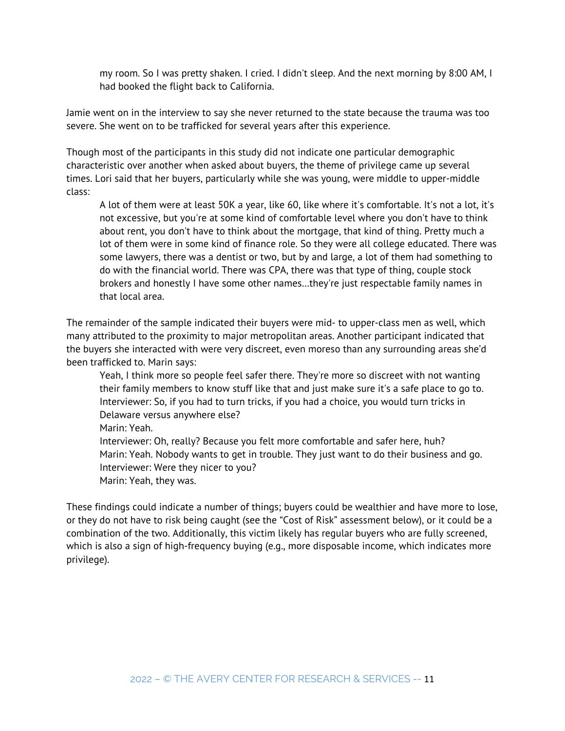> my room. So I was pretty shaken. I cried. I didn't sleep. And the next morning by 8:00 AM, I had booked the flight back to California.

Jamie went on in the interview to say she never returned to the state because the trauma was too severe. She went on to be trafficked for several years after this experience.

Though most of the participants in this study did not indicate one particular demographic characteristic over another when asked about buyers, the theme of privilege came up several times. Lori said that her buyers, particularly while she was young, were middle to upper-middle class:

> A lot of them were at least 50K a year, like 60, like where it's comfortable. It's not a lot, it's not excessive, but you're at some kind of comfortable level where you don't have to think about rent, you don't have to think about the mortgage, that kind of thing. Pretty much a lot of them were in some kind of finance role. So they were all college educated. There was some lawyers, there was a dentist or two, but by and large, a lot of them had something to do with the financial world. There was CPA, there was that type of thing, couple stock brokers and honestly I have some other names...they're just respectable family names in that local area.

The remainder of the sample indicated their buyers were mid- to upper-class men as well, which many attributed to the proximity to major metropolitan areas. Another participant indicated that the buyers she interacted with were very discreet, even moreso than any surrounding areas she'd been trafficked to. Marin says:

> Yeah, I think more so people feel safer there. They're more so discreet with not wanting their family members to know stuff like that and just make sure it's a safe place to go to.
>
> Interviewer: So, if you had to turn tricks, if you had a choice, you would turn tricks in Delaware versus anywhere else?
>
> Marin: Yeah.
>
> Interviewer: Oh, really? Because you felt more comfortable and safer here, huh?
>
> Marin: Yeah. Nobody wants to get in trouble. They just want to do their business and go.
>
> Interviewer: Were they nicer to you?
>
> Marin: Yeah, they was.

These findings could indicate a number of things; buyers could be wealthier and have more to lose, or they do not have to risk being caught (see the "Cost of Risk" assessment below), or it could be a combination of the two. Additionally, this victim likely has regular buyers who are fully screened, which is also a sign of high-frequency buying (e.g., more disposable income, which indicates more privilege).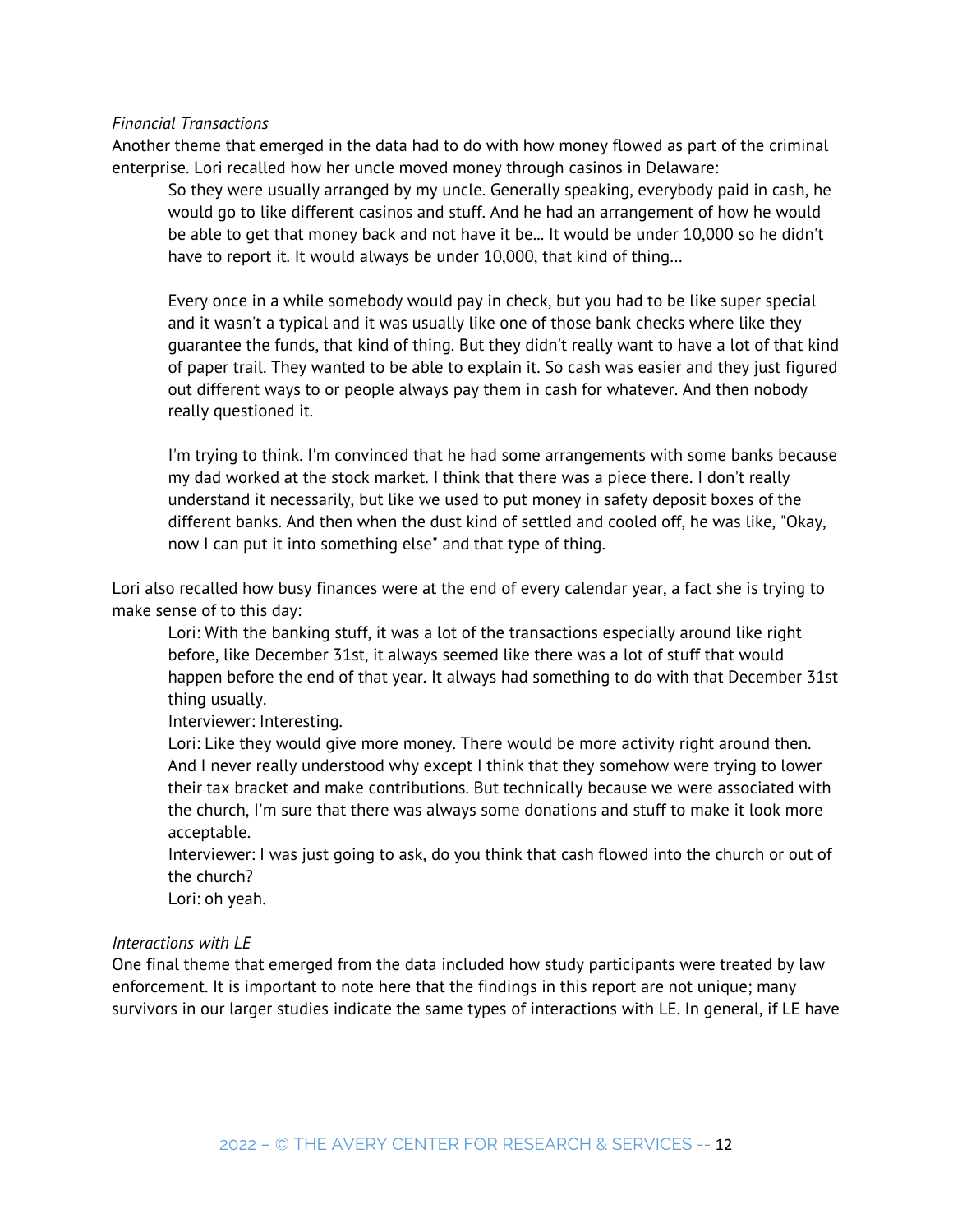*Financial Transactions*

Another theme that emerged in the data had to do with how money flowed as part of the criminal enterprise. Lori recalled how her uncle moved money through casinos in Delaware:

> So they were usually arranged by my uncle. Generally speaking, everybody paid in cash, he would go to like different casinos and stuff. And he had an arrangement of how he would be able to get that money back and not have it be... It would be under 10,000 so he didn't have to report it. It would always be under 10,000, that kind of thing...
>
> Every once in a while somebody would pay in check, but you had to be like super special and it wasn't a typical and it was usually like one of those bank checks where like they guarantee the funds, that kind of thing. But they didn't really want to have a lot of that kind of paper trail. They wanted to be able to explain it. So cash was easier and they just figured out different ways to or people always pay them in cash for whatever. And then nobody really questioned it.
>
> I'm trying to think. I'm convinced that he had some arrangements with some banks because my dad worked at the stock market. I think that there was a piece there. I don't really understand it necessarily, but like we used to put money in safety deposit boxes of the different banks. And then when the dust kind of settled and cooled off, he was like, "Okay, now I can put it into something else" and that type of thing.

Lori also recalled how busy finances were at the end of every calendar year, a fact she is trying to make sense of to this day:

> Lori: With the banking stuff, it was a lot of the transactions especially around like right before, like December 31st, it always seemed like there was a lot of stuff that would happen before the end of that year. It always had something to do with that December 31st thing usually.
>
> Interviewer: Interesting.
>
> Lori: Like they would give more money. There would be more activity right around then. And I never really understood why except I think that they somehow were trying to lower their tax bracket and make contributions. But technically because we were associated with the church, I'm sure that there was always some donations and stuff to make it look more acceptable.
>
> Interviewer: I was just going to ask, do you think that cash flowed into the church or out of the church?
>
> Lori: oh yeah.

*Interactions with LE*

One final theme that emerged from the data included how study participants were treated by law enforcement. It is important to note here that the findings in this report are not unique; many survivors in our larger studies indicate the same types of interactions with LE. In general, if LE have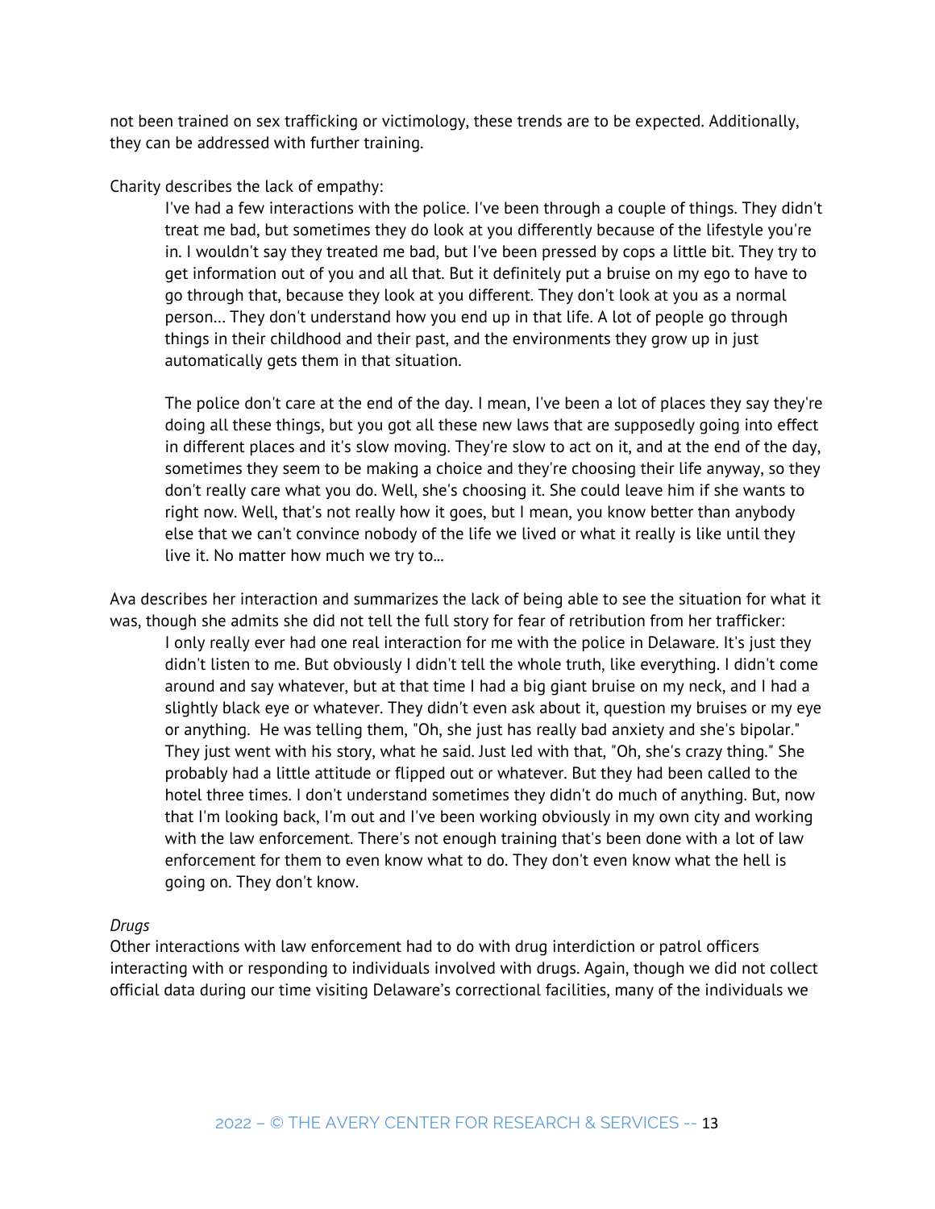not been trained on sex trafficking or victimology, these trends are to be expected. Additionally, they can be addressed with further training.

Charity describes the lack of empathy:

> I've had a few interactions with the police. I've been through a couple of things. They didn't treat me bad, but sometimes they do look at you differently because of the lifestyle you're in. I wouldn't say they treated me bad, but I've been pressed by cops a little bit. They try to get information out of you and all that. But it definitely put a bruise on my ego to have to go through that, because they look at you different. They don't look at you as a normal person… They don't understand how you end up in that life. A lot of people go through things in their childhood and their past, and the environments they grow up in just automatically gets them in that situation.
>
> The police don't care at the end of the day. I mean, I've been a lot of places they say they're doing all these things, but you got all these new laws that are supposedly going into effect in different places and it's slow moving. They're slow to act on it, and at the end of the day, sometimes they seem to be making a choice and they're choosing their life anyway, so they don't really care what you do. Well, she's choosing it. She could leave him if she wants to right now. Well, that's not really how it goes, but I mean, you know better than anybody else that we can't convince nobody of the life we lived or what it really is like until they live it. No matter how much we try to…

Ava describes her interaction and summarizes the lack of being able to see the situation for what it was, though she admits she did not tell the full story for fear of retribution from her trafficker:

> I only really ever had one real interaction for me with the police in Delaware. It's just they didn't listen to me. But obviously I didn't tell the whole truth, like everything. I didn't come around and say whatever, but at that time I had a big giant bruise on my neck, and I had a slightly black eye or whatever. They didn't even ask about it, question my bruises or my eye or anything. He was telling them, "Oh, she just has really bad anxiety and she's bipolar." They just went with his story, what he said. Just led with that, "Oh, she's crazy thing." She probably had a little attitude or flipped out or whatever. But they had been called to the hotel three times. I don't understand sometimes they didn't do much of anything. But, now that I'm looking back, I'm out and I've been working obviously in my own city and working with the law enforcement. There's not enough training that's been done with a lot of law enforcement for them to even know what to do. They don't even know what the hell is going on. They don't know.

*Drugs*

Other interactions with law enforcement had to do with drug interdiction or patrol officers interacting with or responding to individuals involved with drugs. Again, though we did not collect official data during our time visiting Delaware's correctional facilities, many of the individuals we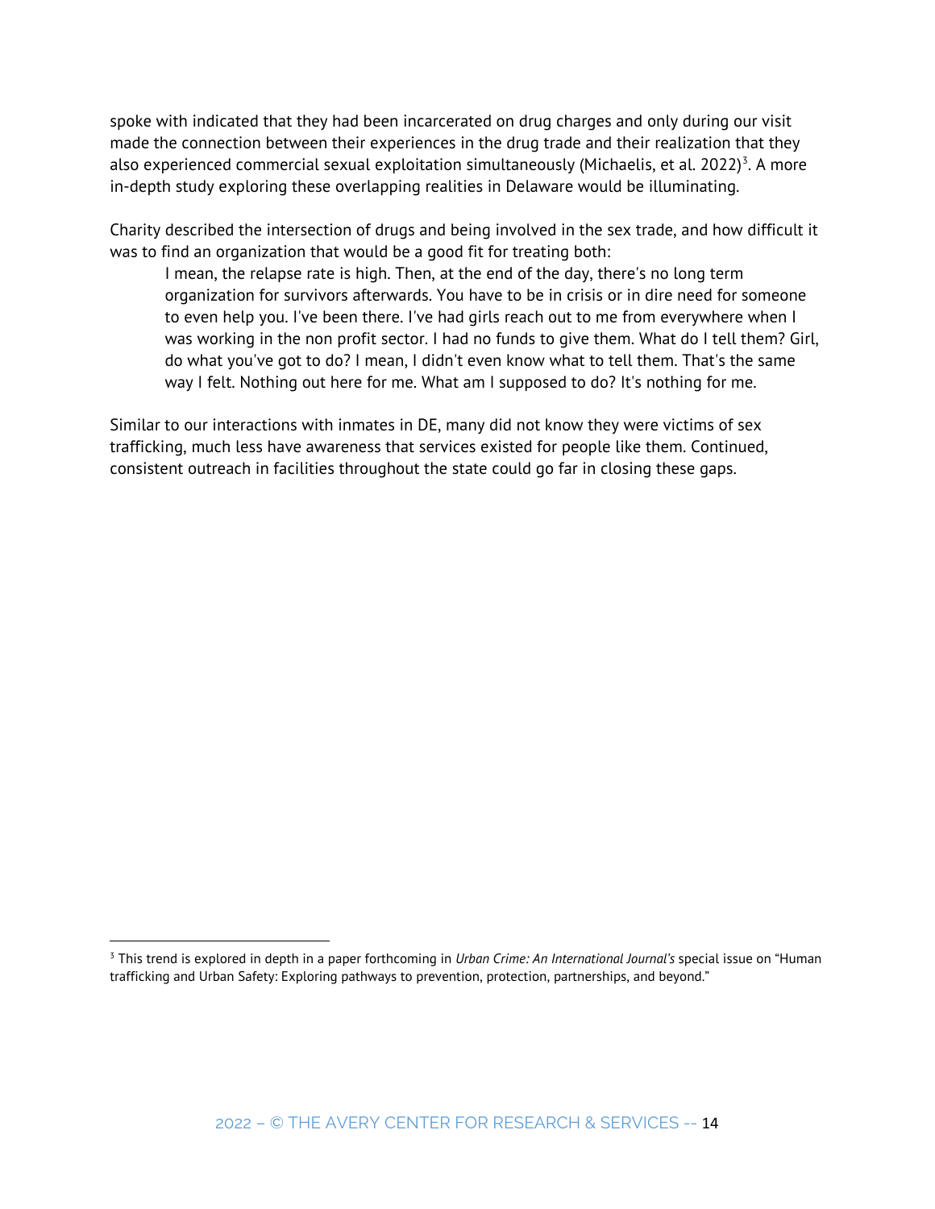spoke with indicated that they had been incarcerated on drug charges and only during our visit made the connection between their experiences in the drug trade and their realization that they also experienced commercial sexual exploitation simultaneously (Michaelis, et al. 2022)[3]. A more in-depth study exploring these overlapping realities in Delaware would be illuminating.

Charity described the intersection of drugs and being involved in the sex trade, and how difficult it was to find an organization that would be a good fit for treating both:

> I mean, the relapse rate is high. Then, at the end of the day, there's no long term organization for survivors afterwards. You have to be in crisis or in dire need for someone to even help you. I've been there. I've had girls reach out to me from everywhere when I was working in the non profit sector. I had no funds to give them. What do I tell them? Girl, do what you've got to do? I mean, I didn't even know what to tell them. That's the same way I felt. Nothing out here for me. What am I supposed to do? It's nothing for me.

Similar to our interactions with inmates in DE, many did not know they were victims of sex trafficking, much less have awareness that services existed for people like them. Continued, consistent outreach in facilities throughout the state could go far in closing these gaps.

---

[3] This trend is explored in depth in a paper forthcoming in *Urban Crime: An International Journal's* special issue on "Human trafficking and Urban Safety: Exploring pathways to prevention, protection, partnerships, and beyond."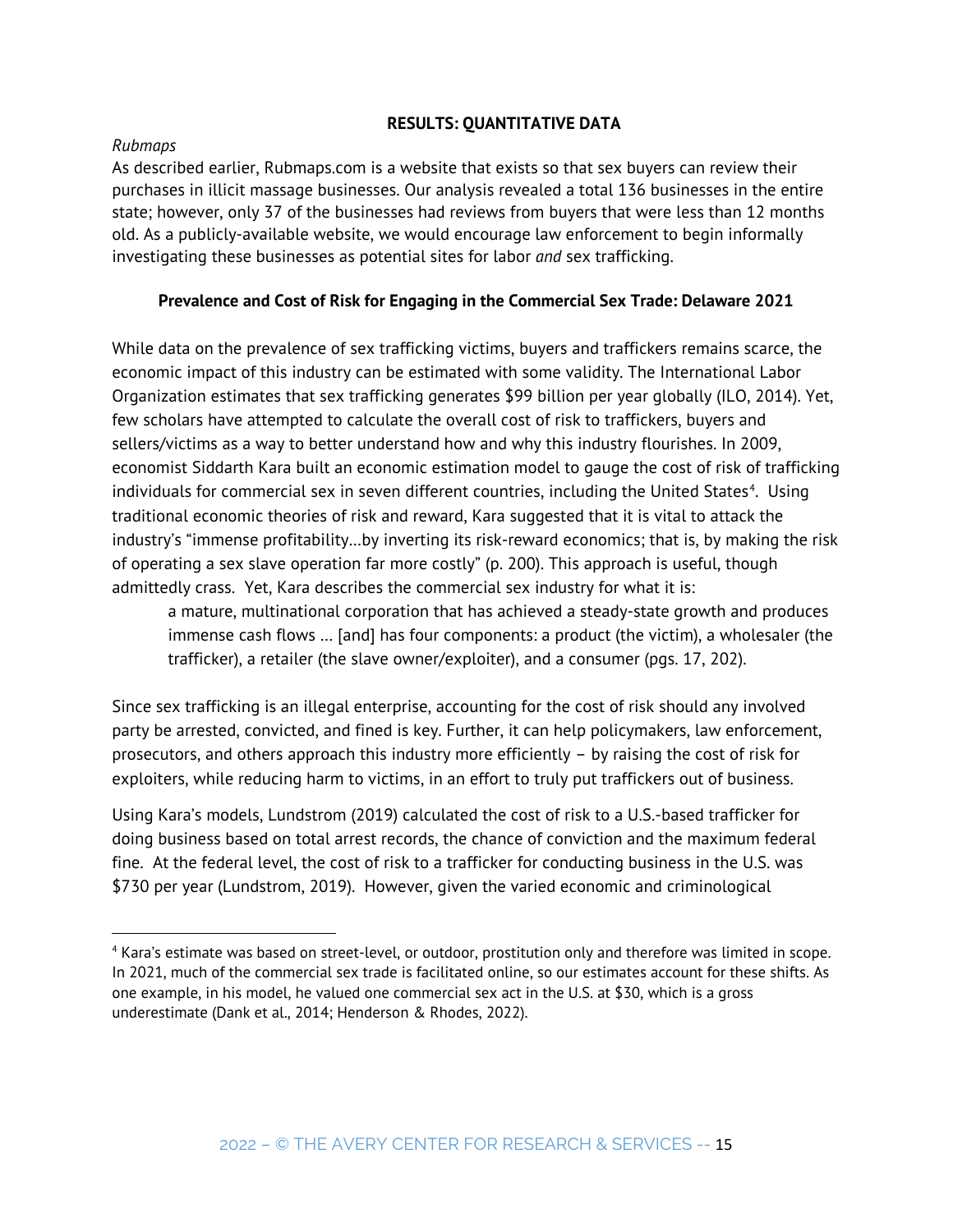## RESULTS: QUANTITATIVE DATA

*Rubmaps*

As described earlier, Rubmaps.com is a website that exists so that sex buyers can review their purchases in illicit massage businesses. Our analysis revealed a total 136 businesses in the entire state; however, only 37 of the businesses had reviews from buyers that were less than 12 months old. As a publicly-available website, we would encourage law enforcement to begin informally investigating these businesses as potential sites for labor *and* sex trafficking.

### Prevalence and Cost of Risk for Engaging in the Commercial Sex Trade: Delaware 2021

While data on the prevalence of sex trafficking victims, buyers and traffickers remains scarce, the economic impact of this industry can be estimated with some validity. The International Labor Organization estimates that sex trafficking generates $99 billion per year globally (ILO, 2014). Yet, few scholars have attempted to calculate the overall cost of risk to traffickers, buyers and sellers/victims as a way to better understand how and why this industry flourishes. In 2009, economist Siddarth Kara built an economic estimation model to gauge the cost of risk of trafficking individuals for commercial sex in seven different countries, including the United States[4]. Using traditional economic theories of risk and reward, Kara suggested that it is vital to attack the industry's "immense profitability…by inverting its risk-reward economics; that is, by making the risk of operating a sex slave operation far more costly" (p. 200). This approach is useful, though admittedly crass. Yet, Kara describes the commercial sex industry for what it is:

> a mature, multinational corporation that has achieved a steady-state growth and produces immense cash flows … [and] has four components: a product (the victim), a wholesaler (the trafficker), a retailer (the slave owner/exploiter), and a consumer (pgs. 17, 202).

Since sex trafficking is an illegal enterprise, accounting for the cost of risk should any involved party be arrested, convicted, and fined is key. Further, it can help policymakers, law enforcement, prosecutors, and others approach this industry more efficiently – by raising the cost of risk for exploiters, while reducing harm to victims, in an effort to truly put traffickers out of business.

Using Kara's models, Lundstrom (2019) calculated the cost of risk to a U.S.-based trafficker for doing business based on total arrest records, the chance of conviction and the maximum federal fine. At the federal level, the cost of risk to a trafficker for conducting business in the U.S. was $730 per year (Lundstrom, 2019). However, given the varied economic and criminological

---

[4] Kara's estimate was based on street-level, or outdoor, prostitution only and therefore was limited in scope. In 2021, much of the commercial sex trade is facilitated online, so our estimates account for these shifts. As one example, in his model, he valued one commercial sex act in the U.S. at $30, which is a gross underestimate (Dank et al., 2014; Henderson & Rhodes, 2022).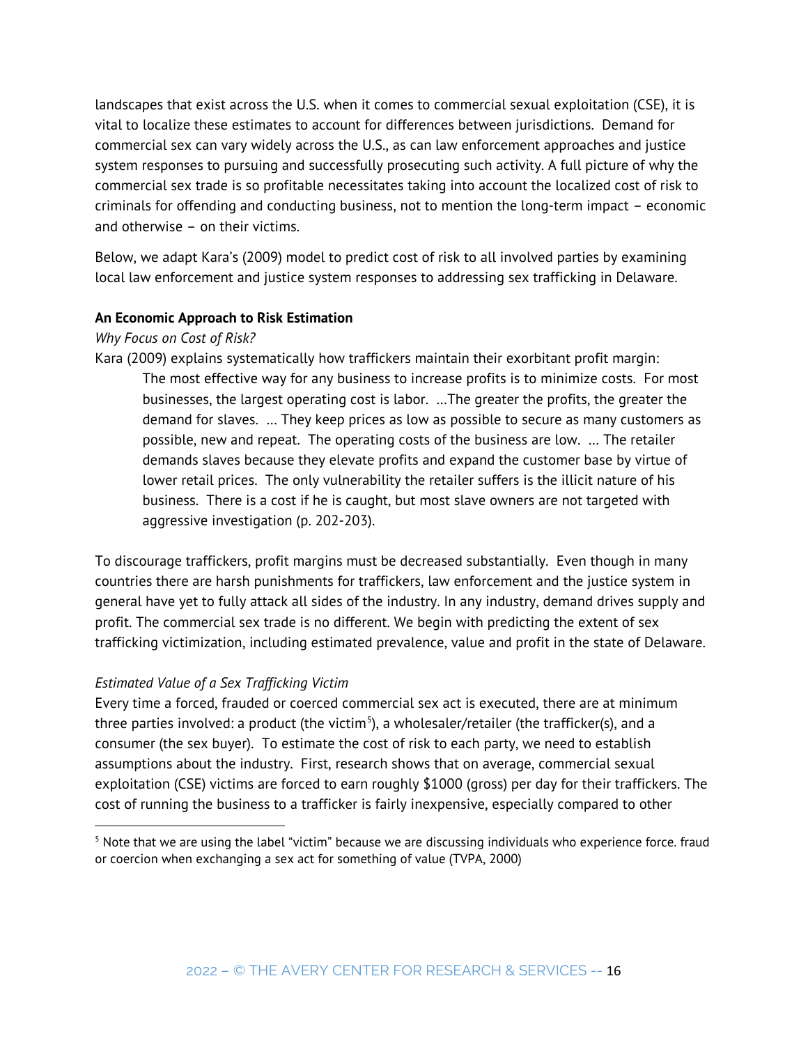landscapes that exist across the U.S. when it comes to commercial sexual exploitation (CSE), it is vital to localize these estimates to account for differences between jurisdictions. Demand for commercial sex can vary widely across the U.S., as can law enforcement approaches and justice system responses to pursuing and successfully prosecuting such activity. A full picture of why the commercial sex trade is so profitable necessitates taking into account the localized cost of risk to criminals for offending and conducting business, not to mention the long-term impact – economic and otherwise – on their victims.

Below, we adapt Kara's (2009) model to predict cost of risk to all involved parties by examining local law enforcement and justice system responses to addressing sex trafficking in Delaware.

**An Economic Approach to Risk Estimation**

*Why Focus on Cost of Risk?*

Kara (2009) explains systematically how traffickers maintain their exorbitant profit margin:

> The most effective way for any business to increase profits is to minimize costs. For most businesses, the largest operating cost is labor. …The greater the profits, the greater the demand for slaves. … They keep prices as low as possible to secure as many customers as possible, new and repeat. The operating costs of the business are low. … The retailer demands slaves because they elevate profits and expand the customer base by virtue of lower retail prices. The only vulnerability the retailer suffers is the illicit nature of his business. There is a cost if he is caught, but most slave owners are not targeted with aggressive investigation (p. 202-203).

To discourage traffickers, profit margins must be decreased substantially. Even though in many countries there are harsh punishments for traffickers, law enforcement and the justice system in general have yet to fully attack all sides of the industry. In any industry, demand drives supply and profit. The commercial sex trade is no different. We begin with predicting the extent of sex trafficking victimization, including estimated prevalence, value and profit in the state of Delaware.

*Estimated Value of a Sex Trafficking Victim*

Every time a forced, frauded or coerced commercial sex act is executed, there are at minimum three parties involved: a product (the victim[5]), a wholesaler/retailer (the trafficker(s), and a consumer (the sex buyer). To estimate the cost of risk to each party, we need to establish assumptions about the industry. First, research shows that on average, commercial sexual exploitation (CSE) victims are forced to earn roughly $1000 (gross) per day for their traffickers. The cost of running the business to a trafficker is fairly inexpensive, especially compared to other

[5] Note that we are using the label "victim" because we are discussing individuals who experience force. fraud or coercion when exchanging a sex act for something of value (TVPA, 2000)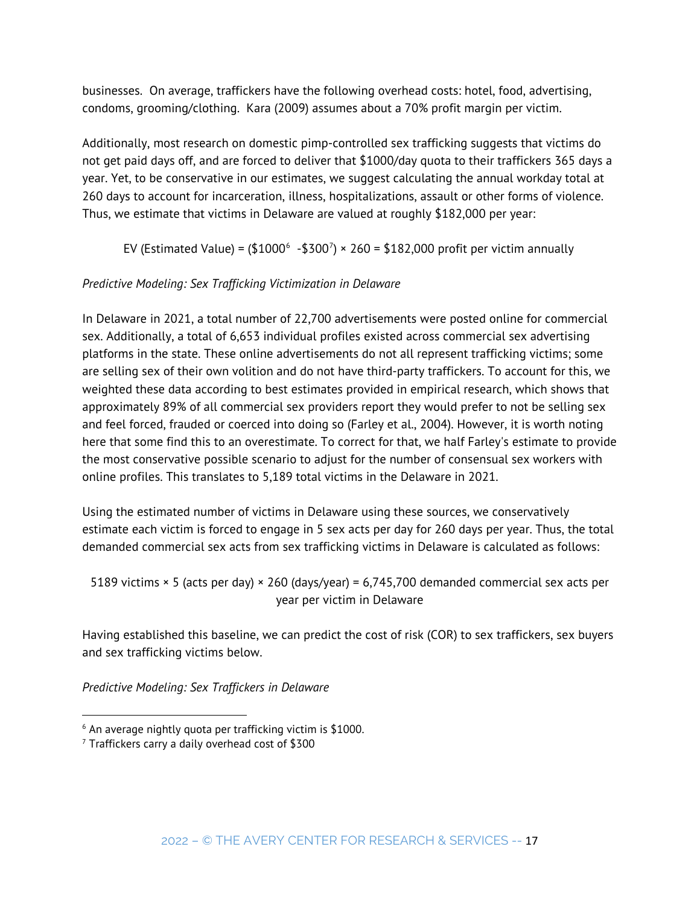businesses. On average, traffickers have the following overhead costs: hotel, food, advertising, condoms, grooming/clothing. Kara (2009) assumes about a 70% profit margin per victim.

Additionally, most research on domestic pimp-controlled sex trafficking suggests that victims do not get paid days off, and are forced to deliver that $1000/day quota to their traffickers 365 days a year. Yet, to be conservative in our estimates, we suggest calculating the annual workday total at 260 days to account for incarceration, illness, hospitalizations, assault or other forms of violence. Thus, we estimate that victims in Delaware are valued at roughly $182,000 per year:

EV (Estimated Value) = ($1000[6] -$300[7]) × 260 = $182,000 profit per victim annually

*Predictive Modeling: Sex Trafficking Victimization in Delaware*

In Delaware in 2021, a total number of 22,700 advertisements were posted online for commercial sex. Additionally, a total of 6,653 individual profiles existed across commercial sex advertising platforms in the state. These online advertisements do not all represent trafficking victims; some are selling sex of their own volition and do not have third-party traffickers. To account for this, we weighted these data according to best estimates provided in empirical research, which shows that approximately 89% of all commercial sex providers report they would prefer to not be selling sex and feel forced, frauded or coerced into doing so (Farley et al., 2004). However, it is worth noting here that some find this to an overestimate. To correct for that, we half Farley's estimate to provide the most conservative possible scenario to adjust for the number of consensual sex workers with online profiles. This translates to 5,189 total victims in the Delaware in 2021.

Using the estimated number of victims in Delaware using these sources, we conservatively estimate each victim is forced to engage in 5 sex acts per day for 260 days per year. Thus, the total demanded commercial sex acts from sex trafficking victims in Delaware is calculated as follows:

5189 victims × 5 (acts per day) × 260 (days/year) = 6,745,700 demanded commercial sex acts per year per victim in Delaware

Having established this baseline, we can predict the cost of risk (COR) to sex traffickers, sex buyers and sex trafficking victims below.

*Predictive Modeling: Sex Traffickers in Delaware*

[6] An average nightly quota per trafficking victim is $1000.

[7] Traffickers carry a daily overhead cost of $300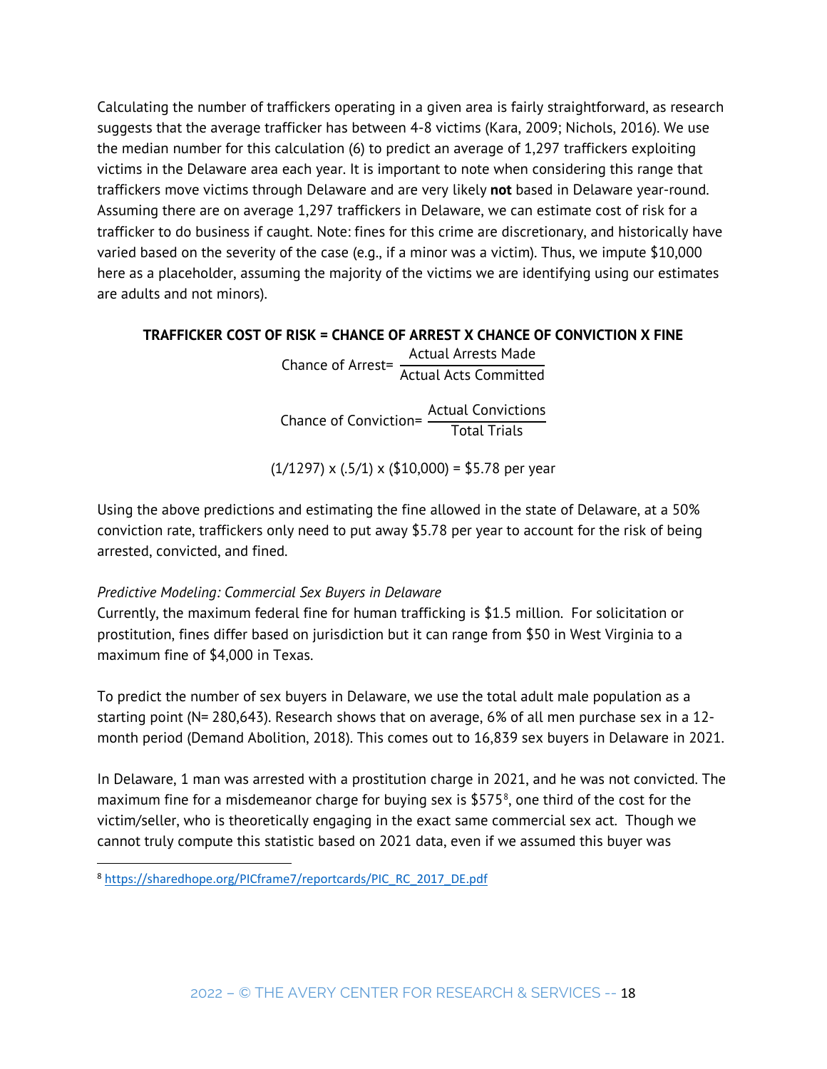Calculating the number of traffickers operating in a given area is fairly straightforward, as research suggests that the average trafficker has between 4-8 victims (Kara, 2009; Nichols, 2016). We use the median number for this calculation (6) to predict an average of 1,297 traffickers exploiting victims in the Delaware area each year. It is important to note when considering this range that traffickers move victims through Delaware and are very likely **not** based in Delaware year-round. Assuming there are on average 1,297 traffickers in Delaware, we can estimate cost of risk for a trafficker to do business if caught. Note: fines for this crime are discretionary, and historically have varied based on the severity of the case (e.g., if a minor was a victim). Thus, we impute $10,000 here as a placeholder, assuming the majority of the victims we are identifying using our estimates are adults and not minors).

**TRAFFICKER COST OF RISK = CHANCE OF ARREST X CHANCE OF CONVICTION X FINE**

$$\text{Chance of Arrest} = \frac{\text{Actual Arrests Made}}{\text{Actual Acts Committed}}$$

$$\text{Chance of Conviction} = \frac{\text{Actual Convictions}}{\text{Total Trials}}$$

$$(1/1297) \times (.5/1) \times (\$10{,}000) = \$5.78 \text{ per year}$$

Using the above predictions and estimating the fine allowed in the state of Delaware, at a 50% conviction rate, traffickers only need to put away $5.78 per year to account for the risk of being arrested, convicted, and fined.

*Predictive Modeling: Commercial Sex Buyers in Delaware*

Currently, the maximum federal fine for human trafficking is $1.5 million. For solicitation or prostitution, fines differ based on jurisdiction but it can range from $50 in West Virginia to a maximum fine of $4,000 in Texas.

To predict the number of sex buyers in Delaware, we use the total adult male population as a starting point (N= 280,643). Research shows that on average, 6% of all men purchase sex in a 12-month period (Demand Abolition, 2018). This comes out to 16,839 sex buyers in Delaware in 2021.

In Delaware, 1 man was arrested with a prostitution charge in 2021, and he was not convicted. The maximum fine for a misdemeanor charge for buying sex is $575[8], one third of the cost for the victim/seller, who is theoretically engaging in the exact same commercial sex act. Though we cannot truly compute this statistic based on 2021 data, even if we assumed this buyer was

[8] https://sharedhope.org/PICframe7/reportcards/PIC_RC_2017_DE.pdf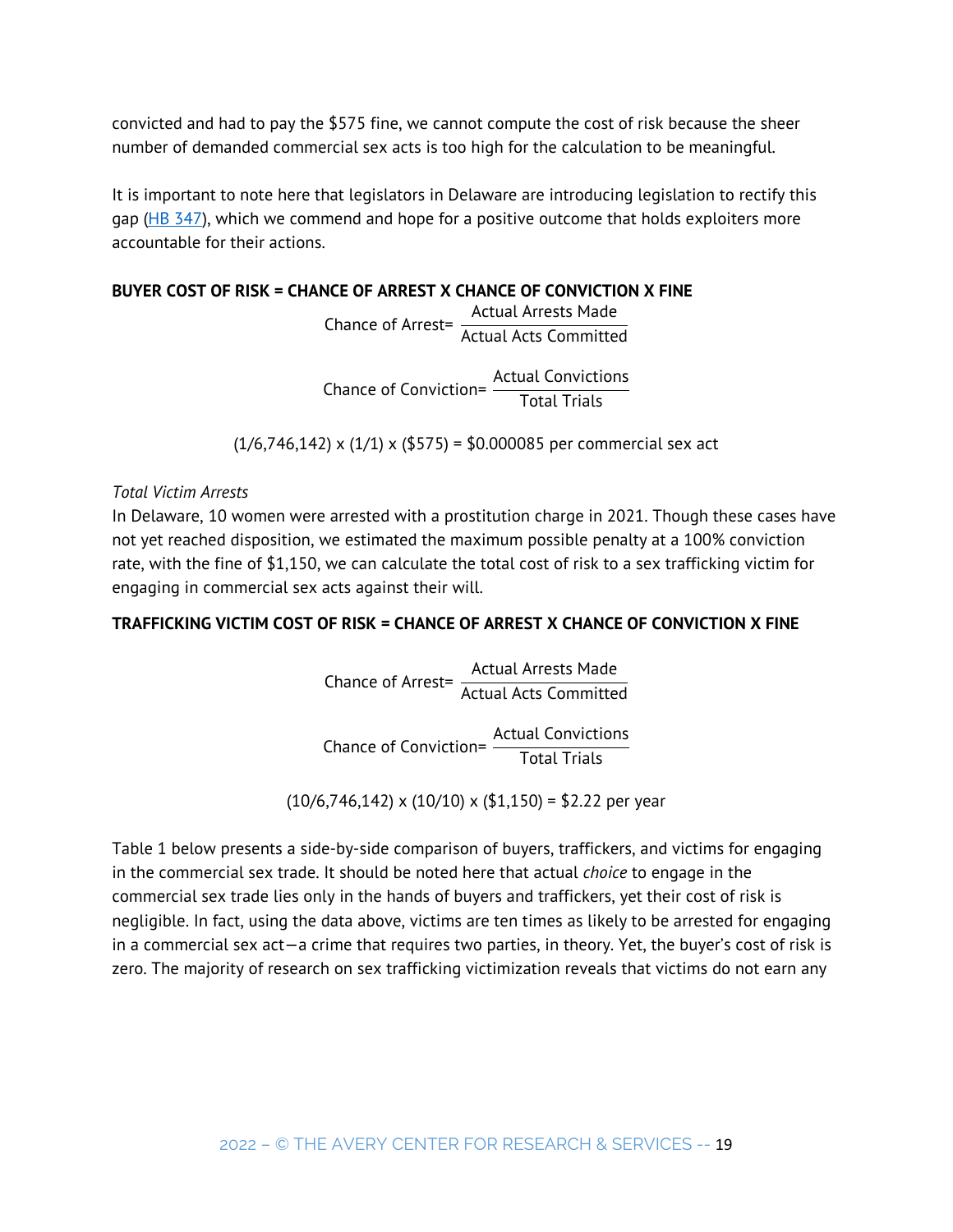convicted and had to pay the $575 fine, we cannot compute the cost of risk because the sheer number of demanded commercial sex acts is too high for the calculation to be meaningful.

It is important to note here that legislators in Delaware are introducing legislation to rectify this gap (HB 347), which we commend and hope for a positive outcome that holds exploiters more accountable for their actions.

**BUYER COST OF RISK = CHANCE OF ARREST X CHANCE OF CONVICTION X FINE**

$$\text{Chance of Arrest} = \frac{\text{Actual Arrests Made}}{\text{Actual Acts Committed}}$$

$$\text{Chance of Conviction} = \frac{\text{Actual Convictions}}{\text{Total Trials}}$$

$$(1/6{,}746{,}142) \times (1/1) \times (\$575) = \$0.000085 \text{ per commercial sex act}$$

*Total Victim Arrests*

In Delaware, 10 women were arrested with a prostitution charge in 2021. Though these cases have not yet reached disposition, we estimated the maximum possible penalty at a 100% conviction rate, with the fine of $1,150, we can calculate the total cost of risk to a sex trafficking victim for engaging in commercial sex acts against their will.

**TRAFFICKING VICTIM COST OF RISK = CHANCE OF ARREST X CHANCE OF CONVICTION X FINE**

$$\text{Chance of Arrest} = \frac{\text{Actual Arrests Made}}{\text{Actual Acts Committed}}$$

$$\text{Chance of Conviction} = \frac{\text{Actual Convictions}}{\text{Total Trials}}$$

$$(10/6{,}746{,}142) \times (10/10) \times (\$1{,}150) = \$2.22 \text{ per year}$$

Table 1 below presents a side-by-side comparison of buyers, traffickers, and victims for engaging in the commercial sex trade. It should be noted here that actual *choice* to engage in the commercial sex trade lies only in the hands of buyers and traffickers, yet their cost of risk is negligible. In fact, using the data above, victims are ten times as likely to be arrested for engaging in a commercial sex act—a crime that requires two parties, in theory. Yet, the buyer's cost of risk is zero. The majority of research on sex trafficking victimization reveals that victims do not earn any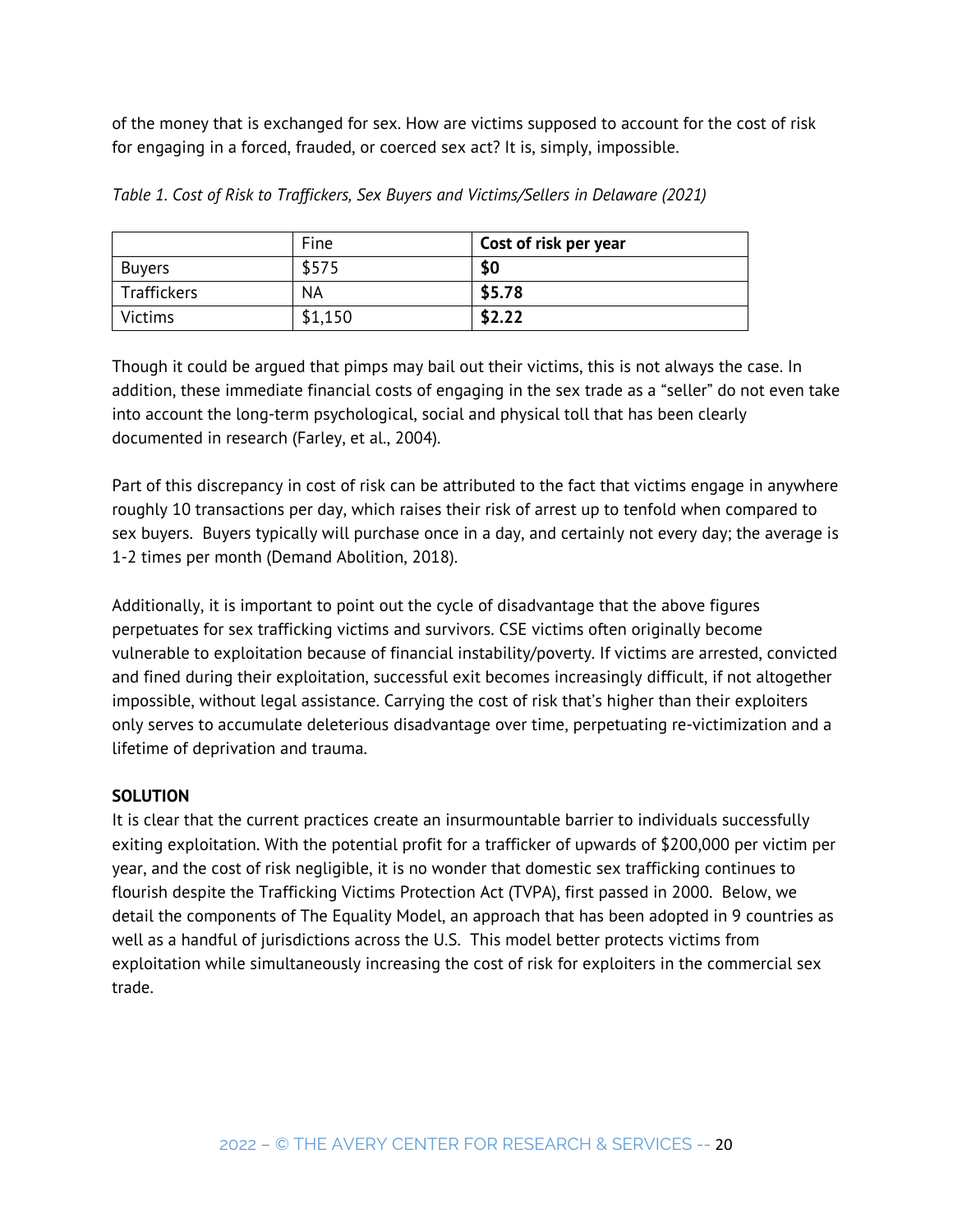of the money that is exchanged for sex. How are victims supposed to account for the cost of risk for engaging in a forced, frauded, or coerced sex act? It is, simply, impossible.

*Table 1. Cost of Risk to Traffickers, Sex Buyers and Victims/Sellers in Delaware (2021)*

| | Fine | **Cost of risk per year** |
|---|---|---|
| Buyers | $575 | **$0** |
| Traffickers | NA | **$5.78** |
| Victims | $1,150 | **$2.22** |

Though it could be argued that pimps may bail out their victims, this is not always the case. In addition, these immediate financial costs of engaging in the sex trade as a "seller" do not even take into account the long-term psychological, social and physical toll that has been clearly documented in research (Farley, et al., 2004).

Part of this discrepancy in cost of risk can be attributed to the fact that victims engage in anywhere roughly 10 transactions per day, which raises their risk of arrest up to tenfold when compared to sex buyers. Buyers typically will purchase once in a day, and certainly not every day; the average is 1-2 times per month (Demand Abolition, 2018).

Additionally, it is important to point out the cycle of disadvantage that the above figures perpetuates for sex trafficking victims and survivors. CSE victims often originally become vulnerable to exploitation because of financial instability/poverty. If victims are arrested, convicted and fined during their exploitation, successful exit becomes increasingly difficult, if not altogether impossible, without legal assistance. Carrying the cost of risk that's higher than their exploiters only serves to accumulate deleterious disadvantage over time, perpetuating re-victimization and a lifetime of deprivation and trauma.

**SOLUTION**

It is clear that the current practices create an insurmountable barrier to individuals successfully exiting exploitation. With the potential profit for a trafficker of upwards of $200,000 per victim per year, and the cost of risk negligible, it is no wonder that domestic sex trafficking continues to flourish despite the Trafficking Victims Protection Act (TVPA), first passed in 2000. Below, we detail the components of The Equality Model, an approach that has been adopted in 9 countries as well as a handful of jurisdictions across the U.S. This model better protects victims from exploitation while simultaneously increasing the cost of risk for exploiters in the commercial sex trade.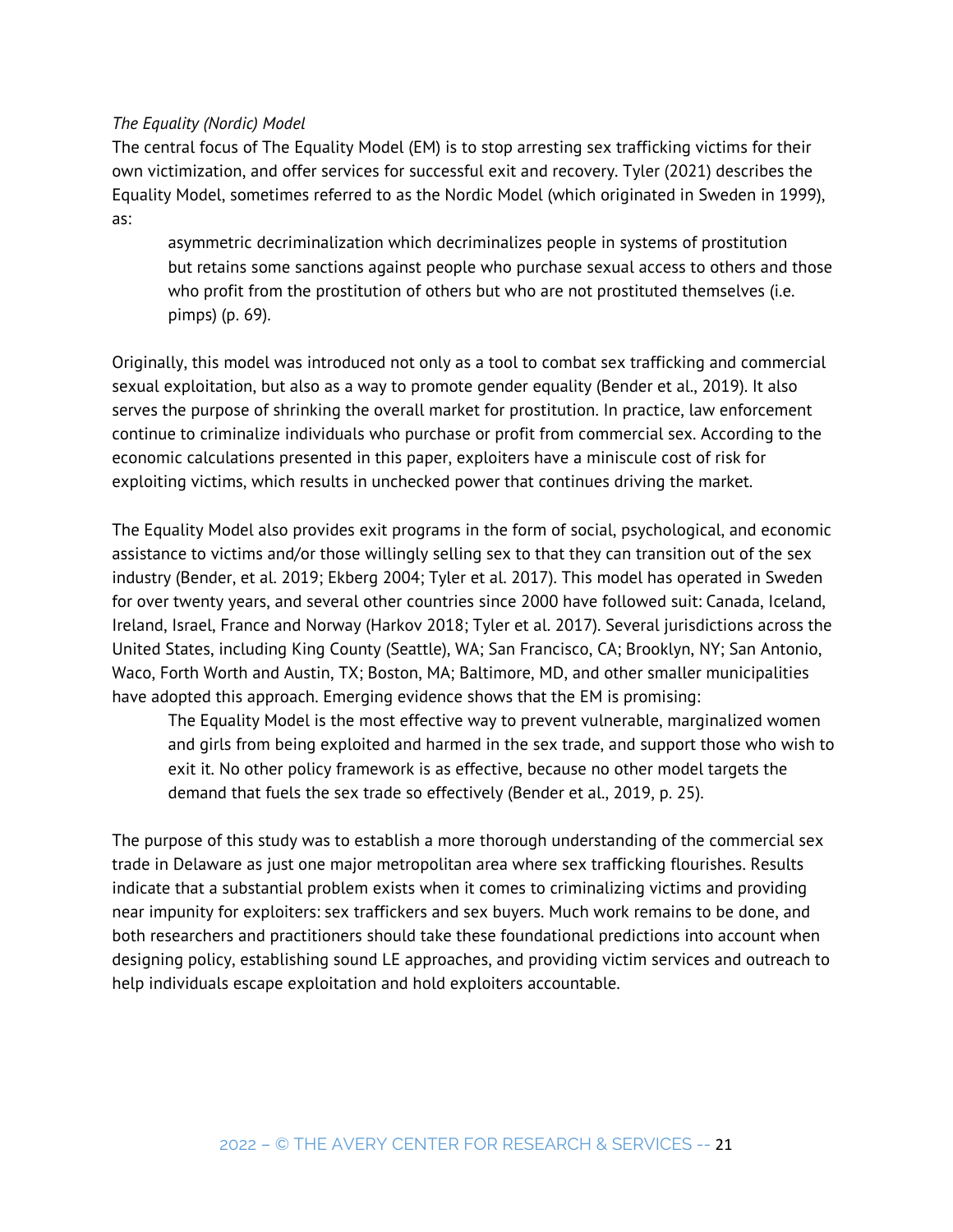*The Equality (Nordic) Model*

The central focus of The Equality Model (EM) is to stop arresting sex trafficking victims for their own victimization, and offer services for successful exit and recovery. Tyler (2021) describes the Equality Model, sometimes referred to as the Nordic Model (which originated in Sweden in 1999), as:

> asymmetric decriminalization which decriminalizes people in systems of prostitution but retains some sanctions against people who purchase sexual access to others and those who profit from the prostitution of others but who are not prostituted themselves (i.e. pimps) (p. 69).

Originally, this model was introduced not only as a tool to combat sex trafficking and commercial sexual exploitation, but also as a way to promote gender equality (Bender et al., 2019). It also serves the purpose of shrinking the overall market for prostitution. In practice, law enforcement continue to criminalize individuals who purchase or profit from commercial sex. According to the economic calculations presented in this paper, exploiters have a miniscule cost of risk for exploiting victims, which results in unchecked power that continues driving the market.

The Equality Model also provides exit programs in the form of social, psychological, and economic assistance to victims and/or those willingly selling sex to that they can transition out of the sex industry (Bender, et al. 2019; Ekberg 2004; Tyler et al. 2017). This model has operated in Sweden for over twenty years, and several other countries since 2000 have followed suit: Canada, Iceland, Ireland, Israel, France and Norway (Harkov 2018; Tyler et al. 2017). Several jurisdictions across the United States, including King County (Seattle), WA; San Francisco, CA; Brooklyn, NY; San Antonio, Waco, Forth Worth and Austin, TX; Boston, MA; Baltimore, MD, and other smaller municipalities have adopted this approach. Emerging evidence shows that the EM is promising:

> The Equality Model is the most effective way to prevent vulnerable, marginalized women and girls from being exploited and harmed in the sex trade, and support those who wish to exit it. No other policy framework is as effective, because no other model targets the demand that fuels the sex trade so effectively (Bender et al., 2019, p. 25).

The purpose of this study was to establish a more thorough understanding of the commercial sex trade in Delaware as just one major metropolitan area where sex trafficking flourishes. Results indicate that a substantial problem exists when it comes to criminalizing victims and providing near impunity for exploiters: sex traffickers and sex buyers. Much work remains to be done, and both researchers and practitioners should take these foundational predictions into account when designing policy, establishing sound LE approaches, and providing victim services and outreach to help individuals escape exploitation and hold exploiters accountable.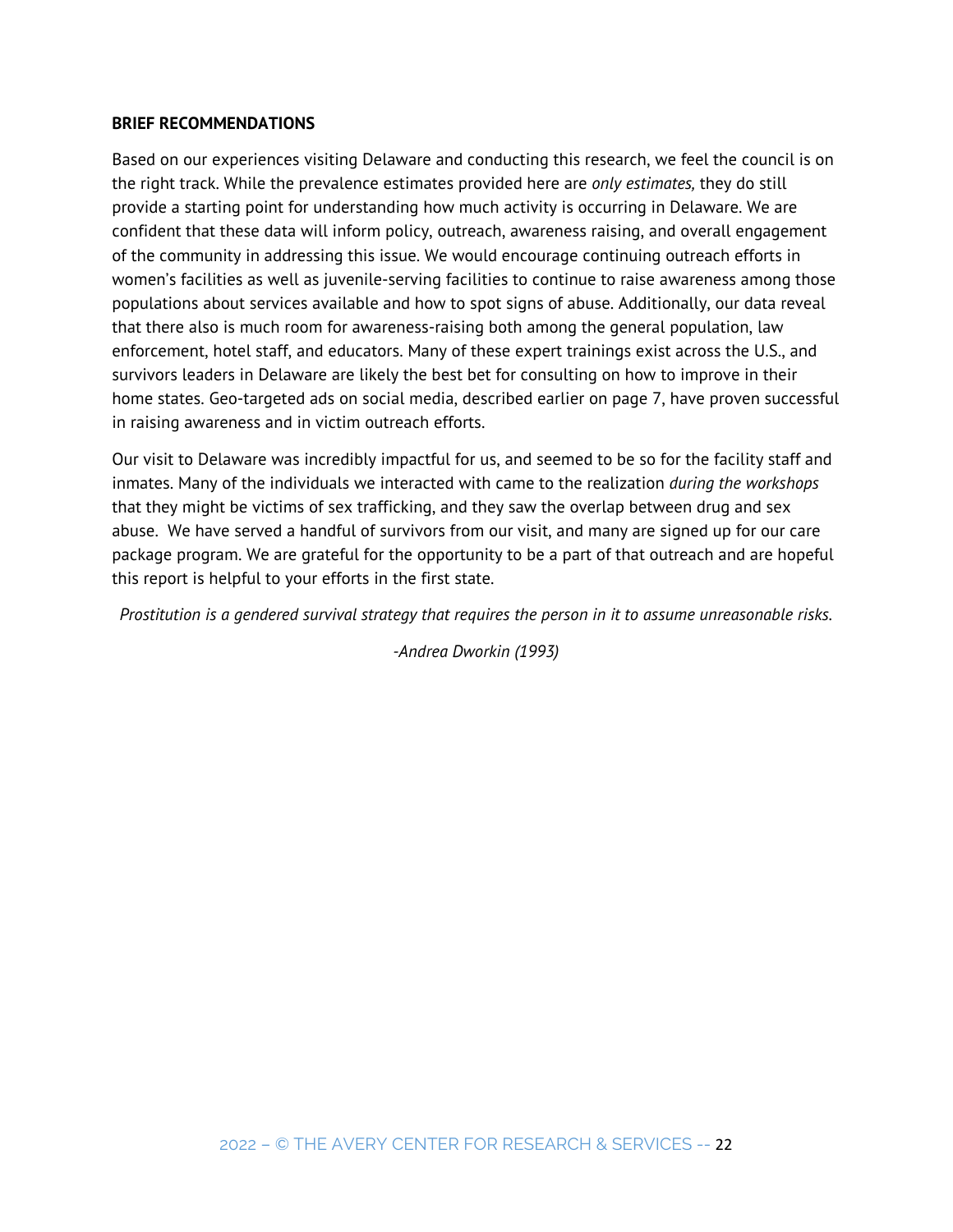**BRIEF RECOMMENDATIONS**

Based on our experiences visiting Delaware and conducting this research, we feel the council is on the right track. While the prevalence estimates provided here are *only estimates,* they do still provide a starting point for understanding how much activity is occurring in Delaware. We are confident that these data will inform policy, outreach, awareness raising, and overall engagement of the community in addressing this issue. We would encourage continuing outreach efforts in women's facilities as well as juvenile-serving facilities to continue to raise awareness among those populations about services available and how to spot signs of abuse. Additionally, our data reveal that there also is much room for awareness-raising both among the general population, law enforcement, hotel staff, and educators. Many of these expert trainings exist across the U.S., and survivors leaders in Delaware are likely the best bet for consulting on how to improve in their home states. Geo-targeted ads on social media, described earlier on page 7, have proven successful in raising awareness and in victim outreach efforts.

Our visit to Delaware was incredibly impactful for us, and seemed to be so for the facility staff and inmates. Many of the individuals we interacted with came to the realization *during the workshops* that they might be victims of sex trafficking, and they saw the overlap between drug and sex abuse. We have served a handful of survivors from our visit, and many are signed up for our care package program. We are grateful for the opportunity to be a part of that outreach and are hopeful this report is helpful to your efforts in the first state.

*Prostitution is a gendered survival strategy that requires the person in it to assume unreasonable risks.*

*-Andrea Dworkin (1993)*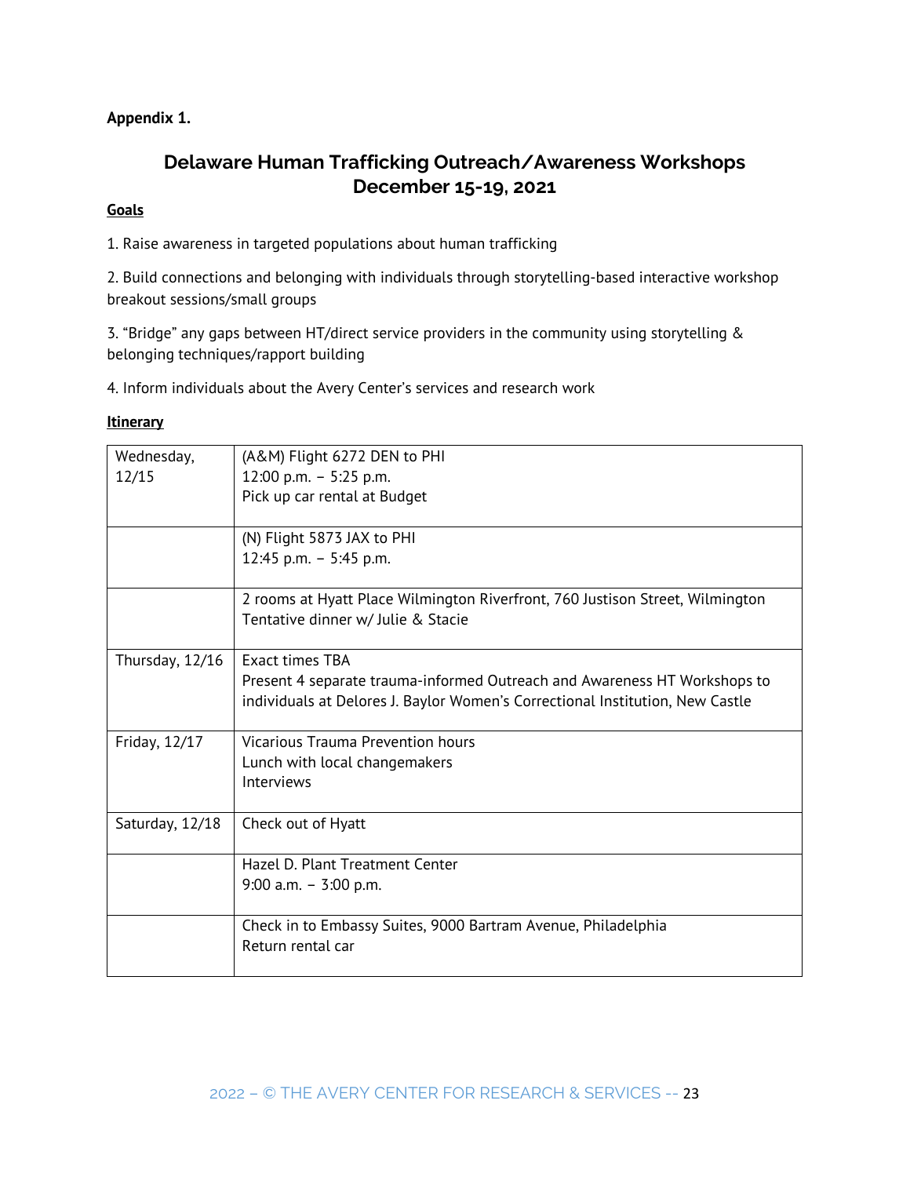**Appendix 1.**

## Delaware Human Trafficking Outreach/Awareness Workshops
## December 15-19, 2021

**Goals**

1. Raise awareness in targeted populations about human trafficking

2. Build connections and belonging with individuals through storytelling-based interactive workshop breakout sessions/small groups

3. "Bridge" any gaps between HT/direct service providers in the community using storytelling & belonging techniques/rapport building

4. Inform individuals about the Avery Center's services and research work

**Itinerary**

| | |
|---|---|
| Wednesday, 12/15 | (A&M) Flight 6272 DEN to PHI<br>12:00 p.m. – 5:25 p.m.<br>Pick up car rental at Budget |
| | (N) Flight 5873 JAX to PHI<br>12:45 p.m. – 5:45 p.m. |
| | 2 rooms at Hyatt Place Wilmington Riverfront, 760 Justison Street, Wilmington<br>Tentative dinner w/ Julie & Stacie |
| Thursday, 12/16 | Exact times TBA<br>Present 4 separate trauma-informed Outreach and Awareness HT Workshops to individuals at Delores J. Baylor Women's Correctional Institution, New Castle |
| Friday, 12/17 | Vicarious Trauma Prevention hours<br>Lunch with local changemakers<br>Interviews |
| Saturday, 12/18 | Check out of Hyatt |
| | Hazel D. Plant Treatment Center<br>9:00 a.m. – 3:00 p.m. |
| | Check in to Embassy Suites, 9000 Bartram Avenue, Philadelphia<br>Return rental car |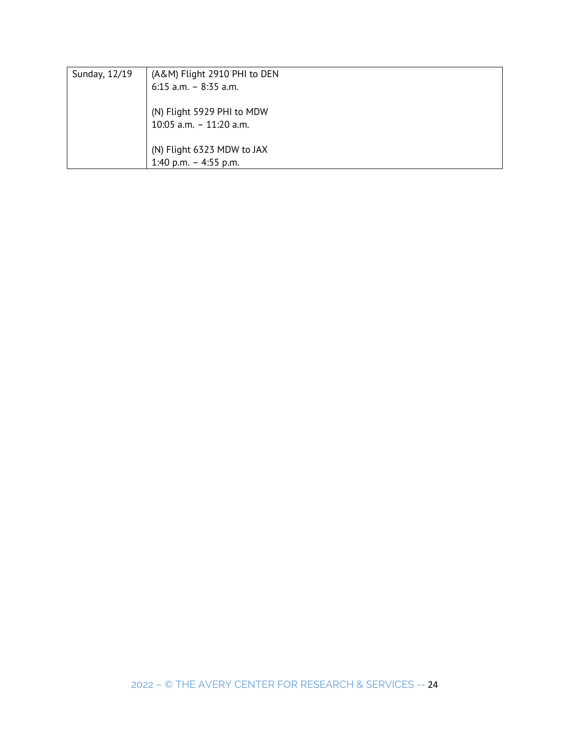| | |
|---|---|
| Sunday, 12/19 | (A&M) Flight 2910 PHI to DEN<br>6:15 a.m. – 8:35 a.m.<br><br>(N) Flight 5929 PHI to MDW<br>10:05 a.m. – 11:20 a.m.<br><br>(N) Flight 6323 MDW to JAX<br>1:40 p.m. – 4:55 p.m. |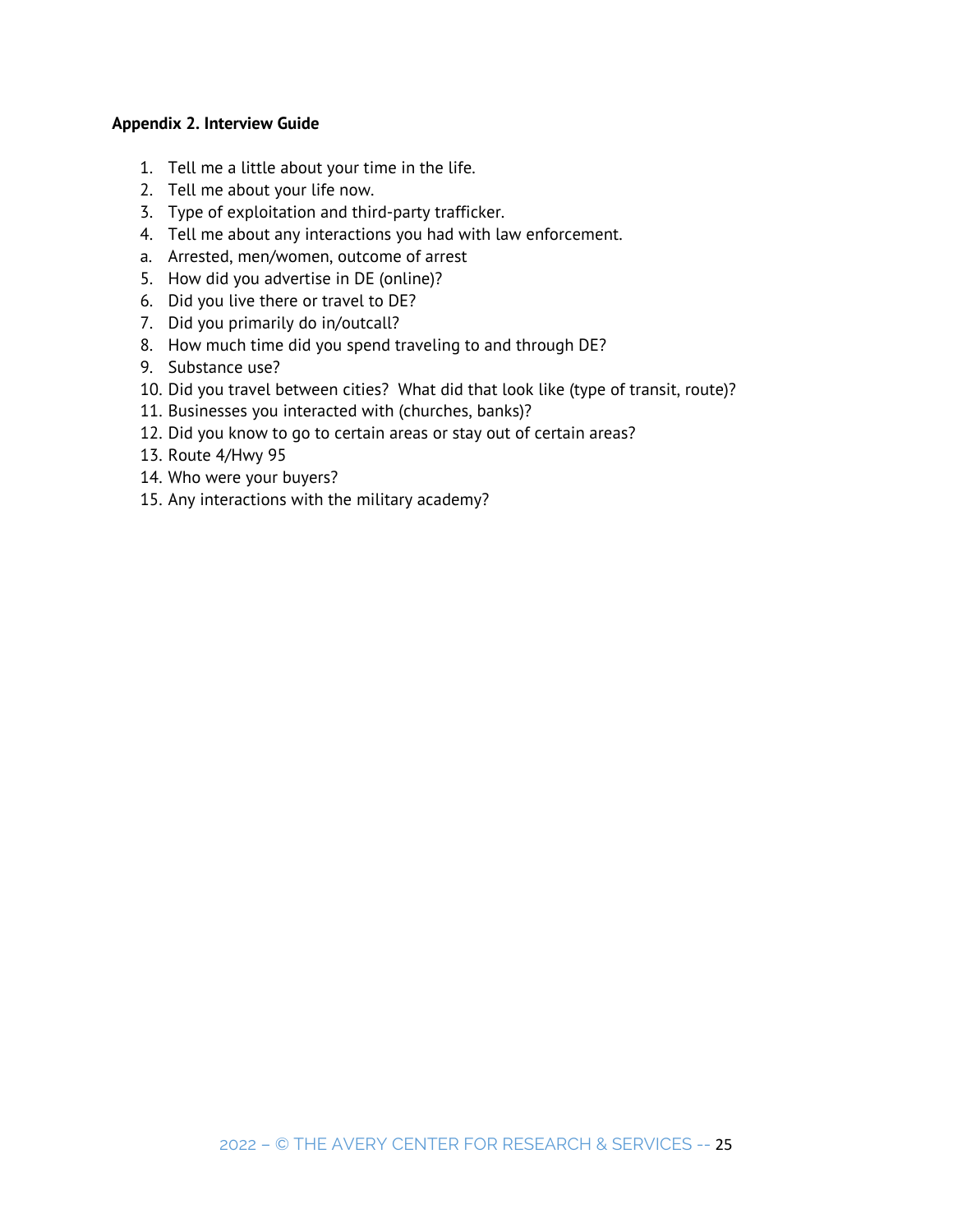**Appendix 2. Interview Guide**

1. Tell me a little about your time in the life.
2. Tell me about your life now.
3. Type of exploitation and third-party trafficker.
4. Tell me about any interactions you had with law enforcement.

a. Arrested, men/women, outcome of arrest

5. How did you advertise in DE (online)?
6. Did you live there or travel to DE?
7. Did you primarily do in/outcall?
8. How much time did you spend traveling to and through DE?
9. Substance use?
10. Did you travel between cities? What did that look like (type of transit, route)?
11. Businesses you interacted with (churches, banks)?
12. Did you know to go to certain areas or stay out of certain areas?
13. Route 4/Hwy 95
14. Who were your buyers?
15. Any interactions with the military academy?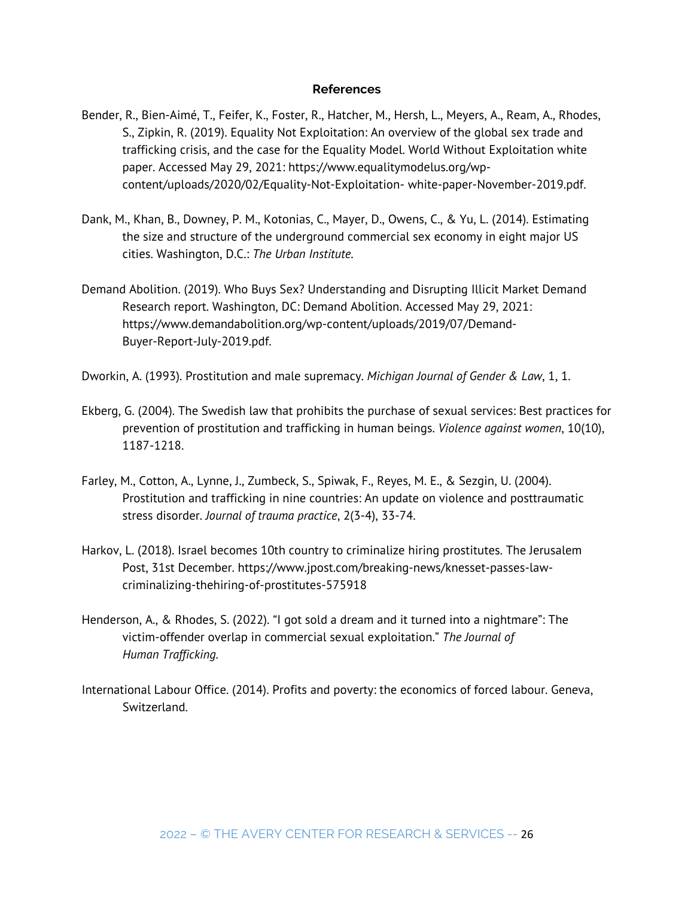## References

Bender, R., Bien-Aimé, T., Feifer, K., Foster, R., Hatcher, M., Hersh, L., Meyers, A., Ream, A., Rhodes, S., Zipkin, R. (2019). Equality Not Exploitation: An overview of the global sex trade and trafficking crisis, and the case for the Equality Model. World Without Exploitation white paper. Accessed May 29, 2021: https://www.equalitymodelus.org/wp-content/uploads/2020/02/Equality-Not-Exploitation- white-paper-November-2019.pdf.

Dank, M., Khan, B., Downey, P. M., Kotonias, C., Mayer, D., Owens, C., & Yu, L. (2014). Estimating the size and structure of the underground commercial sex economy in eight major US cities. Washington, D.C.: *The Urban Institute*.

Demand Abolition. (2019). Who Buys Sex? Understanding and Disrupting Illicit Market Demand Research report. Washington, DC: Demand Abolition. Accessed May 29, 2021: https://www.demandabolition.org/wp-content/uploads/2019/07/Demand-Buyer-Report-July-2019.pdf.

Dworkin, A. (1993). Prostitution and male supremacy. *Michigan Journal of Gender & Law*, 1, 1.

Ekberg, G. (2004). The Swedish law that prohibits the purchase of sexual services: Best practices for prevention of prostitution and trafficking in human beings. *Violence against women*, 10(10), 1187-1218.

Farley, M., Cotton, A., Lynne, J., Zumbeck, S., Spiwak, F., Reyes, M. E., & Sezgin, U. (2004). Prostitution and trafficking in nine countries: An update on violence and posttraumatic stress disorder. *Journal of trauma practice*, 2(3-4), 33-74.

Harkov, L. (2018). Israel becomes 10th country to criminalize hiring prostitutes. The Jerusalem Post, 31st December. https://www.jpost.com/breaking-news/knesset-passes-law-criminalizing-thehiring-of-prostitutes-575918

Henderson, A., & Rhodes, S. (2022). "I got sold a dream and it turned into a nightmare": The victim-offender overlap in commercial sexual exploitation." *The Journal of Human Trafficking*.

International Labour Office. (2014). Profits and poverty: the economics of forced labour. Geneva, Switzerland.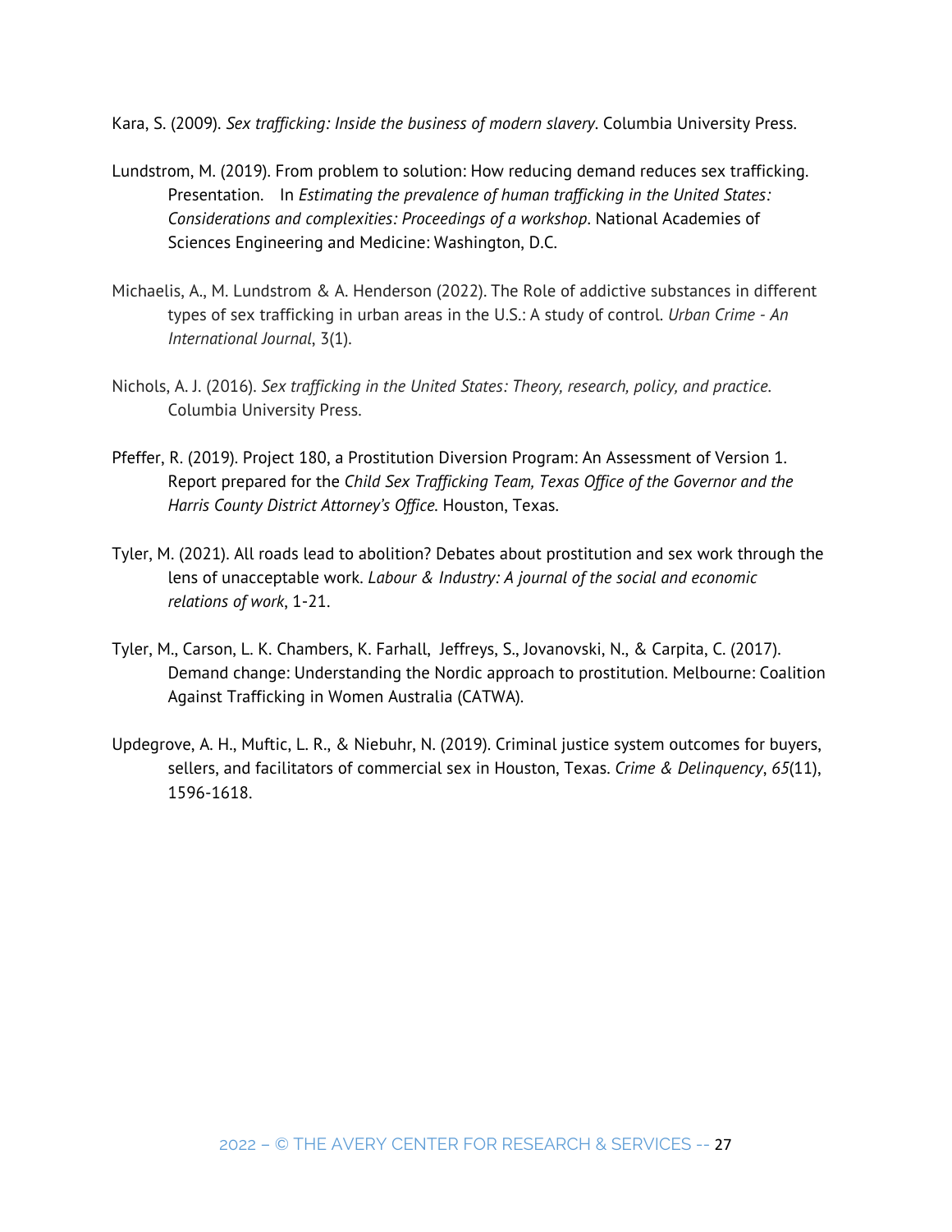Kara, S. (2009). *Sex trafficking: Inside the business of modern slavery*. Columbia University Press.

Lundstrom, M. (2019). From problem to solution: How reducing demand reduces sex trafficking. Presentation. In *Estimating the prevalence of human trafficking in the United States: Considerations and complexities: Proceedings of a workshop*. National Academies of Sciences Engineering and Medicine: Washington, D.C.

Michaelis, A., M. Lundstrom & A. Henderson (2022). The Role of addictive substances in different types of sex trafficking in urban areas in the U.S.: A study of control. *Urban Crime - An International Journal*, 3(1).

Nichols, A. J. (2016). *Sex trafficking in the United States: Theory, research, policy, and practice*. Columbia University Press.

Pfeffer, R. (2019). Project 180, a Prostitution Diversion Program: An Assessment of Version 1. Report prepared for the *Child Sex Trafficking Team, Texas Office of the Governor and the Harris County District Attorney's Office*. Houston, Texas.

Tyler, M. (2021). All roads lead to abolition? Debates about prostitution and sex work through the lens of unacceptable work. *Labour & Industry: A journal of the social and economic relations of work*, 1-21.

Tyler, M., Carson, L. K. Chambers, K. Farhall, Jeffreys, S., Jovanovski, N., & Carpita, C. (2017). Demand change: Understanding the Nordic approach to prostitution. Melbourne: Coalition Against Trafficking in Women Australia (CATWA).

Updegrove, A. H., Muftic, L. R., & Niebuhr, N. (2019). Criminal justice system outcomes for buyers, sellers, and facilitators of commercial sex in Houston, Texas. *Crime & Delinquency*, *65*(11), 1596-1618.